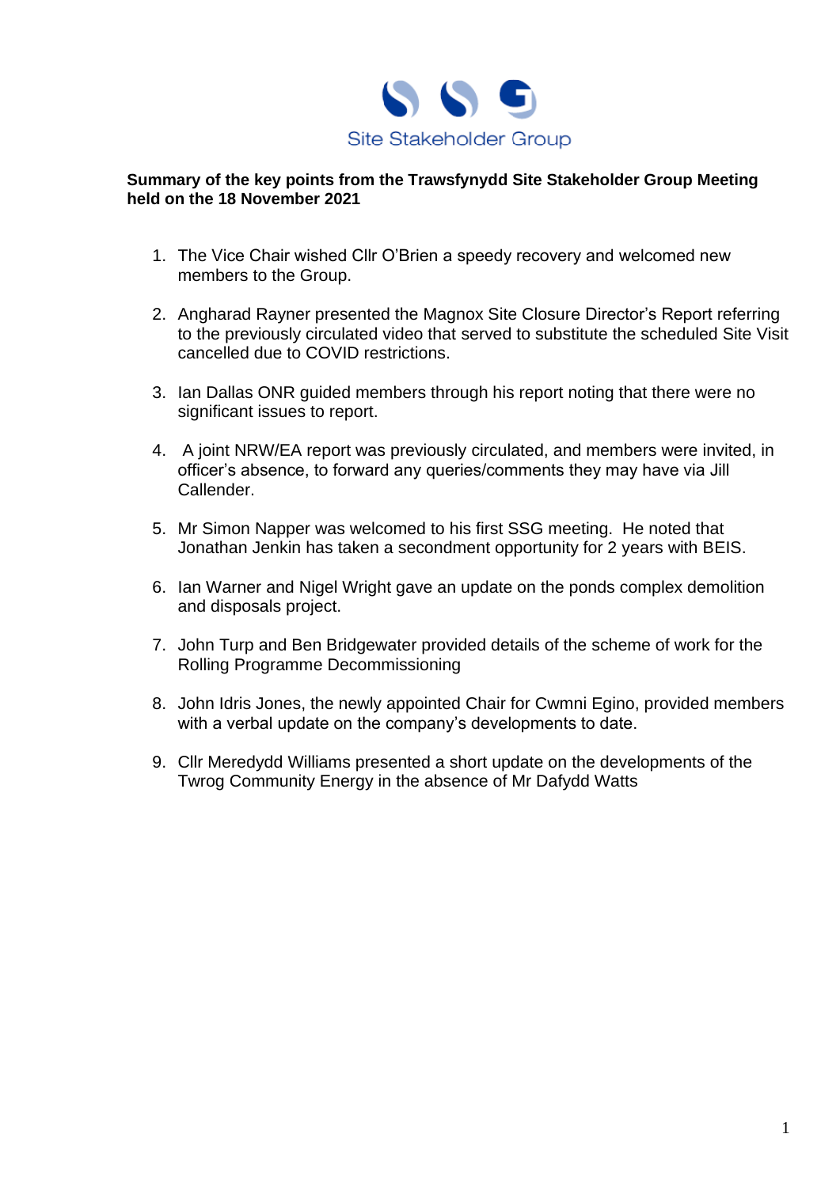Site Stakeholder Group

**Summary of the key points from the Trawsfynydd Site Stakeholder Group Meeting held on the 18 November 2021**

1. The Vice Chair wished Cllr O'Brien a speedy recovery and welcomed new members to the Group.

2. Angharad Rayner presented the Magnox Site Closure Director's Report referring to the previously circulated video that served to substitute the scheduled Site Visit cancelled due to COVID restrictions.

3. Ian Dallas ONR guided members through his report noting that there were no significant issues to report.

4. A joint NRW/EA report was previously circulated, and members were invited, in officer's absence, to forward any queries/comments they may have via Jill Callender.

5. Mr Simon Napper was welcomed to his first SSG meeting. He noted that Jonathan Jenkin has taken a secondment opportunity for 2 years with BEIS.

6. Ian Warner and Nigel Wright gave an update on the ponds complex demolition and disposals project.

7. John Turp and Ben Bridgewater provided details of the scheme of work for the Rolling Programme Decommissioning

8. John Idris Jones, the newly appointed Chair for Cwmni Egino, provided members with a verbal update on the company's developments to date.

9. Cllr Meredydd Williams presented a short update on the developments of the Twrog Community Energy in the absence of Mr Dafydd Watts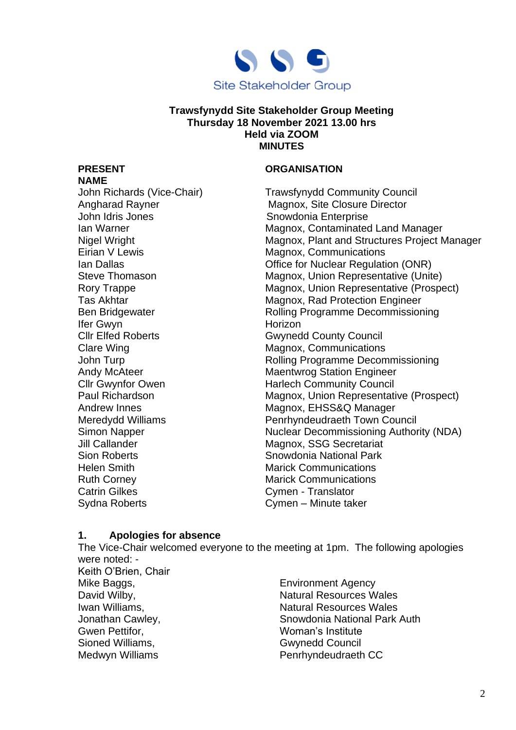Site Stakeholder Group

**Trawsfynydd Site Stakeholder Group Meeting**
**Thursday 18 November 2021 13.00 hrs**
**Held via ZOOM**
**MINUTES**

| PRESENT NAME | ORGANISATION |
|---|---|
| John Richards (Vice-Chair) | Trawsfynydd Community Council |
| Angharad Rayner | Magnox, Site Closure Director |
| John Idris Jones | Snowdonia Enterprise |
| Ian Warner | Magnox, Contaminated Land Manager |
| Nigel Wright | Magnox, Plant and Structures Project Manager |
| Eirian V Lewis | Magnox, Communications |
| Ian Dallas | Office for Nuclear Regulation (ONR) |
| Steve Thomason | Magnox, Union Representative (Unite) |
| Rory Trappe | Magnox, Union Representative (Prospect) |
| Tas Akhtar | Magnox, Rad Protection Engineer |
| Ben Bridgewater | Rolling Programme Decommissioning |
| Ifer Gwyn | Horizon |
| Cllr Elfed Roberts | Gwynedd County Council |
| Clare Wing | Magnox, Communications |
| John Turp | Rolling Programme Decommissioning |
| Andy McAteer | Maentwrog Station Engineer |
| Cllr Gwynfor Owen | Harlech Community Council |
| Paul Richardson | Magnox, Union Representative (Prospect) |
| Andrew Innes | Magnox, EHSS&Q Manager |
| Meredydd Williams | Penrhyndeudraeth Town Council |
| Simon Napper | Nuclear Decommissioning Authority (NDA) |
| Jill Callander | Magnox, SSG Secretariat |
| Sion Roberts | Snowdonia National Park |
| Helen Smith | Marick Communications |
| Ruth Corney | Marick Communications |
| Catrin Gilkes | Cymen - Translator |
| Sydna Roberts | Cymen – Minute taker |

## 1. Apologies for absence

The Vice-Chair welcomed everyone to the meeting at 1pm. The following apologies were noted: -

| | |
|---|---|
| Keith O'Brien, Chair | |
| Mike Baggs, | Environment Agency |
| David Wilby, | Natural Resources Wales |
| Iwan Williams, | Natural Resources Wales |
| Jonathan Cawley, | Snowdonia National Park Auth |
| Gwen Pettifor, | Woman's Institute |
| Sioned Williams, | Gwynedd Council |
| Medwyn Williams | Penrhyndeudraeth CC |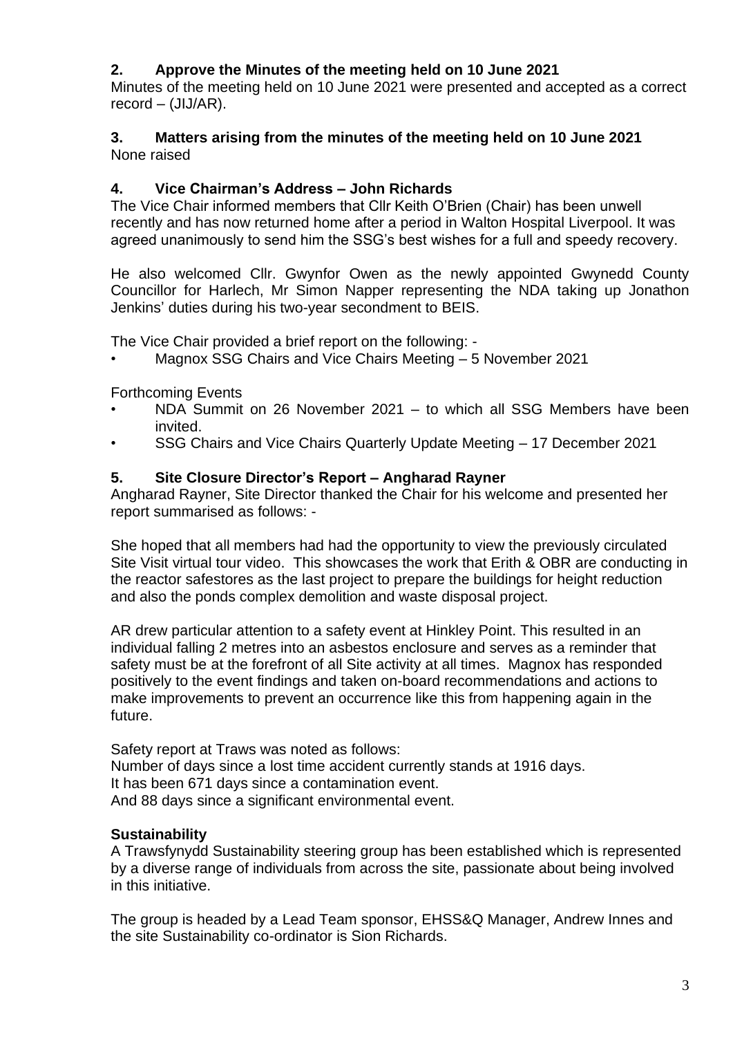## 2. Approve the Minutes of the meeting held on 10 June 2021

Minutes of the meeting held on 10 June 2021 were presented and accepted as a correct record – (JIJ/AR).

## 3. Matters arising from the minutes of the meeting held on 10 June 2021

None raised

## 4. Vice Chairman's Address – John Richards

The Vice Chair informed members that Cllr Keith O'Brien (Chair) has been unwell recently and has now returned home after a period in Walton Hospital Liverpool. It was agreed unanimously to send him the SSG's best wishes for a full and speedy recovery.

He also welcomed Cllr. Gwynfor Owen as the newly appointed Gwynedd County Councillor for Harlech, Mr Simon Napper representing the NDA taking up Jonathon Jenkins' duties during his two-year secondment to BEIS.

The Vice Chair provided a brief report on the following: -

- Magnox SSG Chairs and Vice Chairs Meeting – 5 November 2021

Forthcoming Events

- NDA Summit on 26 November 2021 – to which all SSG Members have been invited.
- SSG Chairs and Vice Chairs Quarterly Update Meeting – 17 December 2021

## 5. Site Closure Director's Report – Angharad Rayner

Angharad Rayner, Site Director thanked the Chair for his welcome and presented her report summarised as follows: -

She hoped that all members had had the opportunity to view the previously circulated Site Visit virtual tour video. This showcases the work that Erith & OBR are conducting in the reactor safestores as the last project to prepare the buildings for height reduction and also the ponds complex demolition and waste disposal project.

AR drew particular attention to a safety event at Hinkley Point. This resulted in an individual falling 2 metres into an asbestos enclosure and serves as a reminder that safety must be at the forefront of all Site activity at all times. Magnox has responded positively to the event findings and taken on-board recommendations and actions to make improvements to prevent an occurrence like this from happening again in the future.

Safety report at Traws was noted as follows:
Number of days since a lost time accident currently stands at 1916 days.
It has been 671 days since a contamination event.
And 88 days since a significant environmental event.

**Sustainability**

A Trawsfynydd Sustainability steering group has been established which is represented by a diverse range of individuals from across the site, passionate about being involved in this initiative.

The group is headed by a Lead Team sponsor, EHSS&Q Manager, Andrew Innes and the site Sustainability co-ordinator is Sion Richards.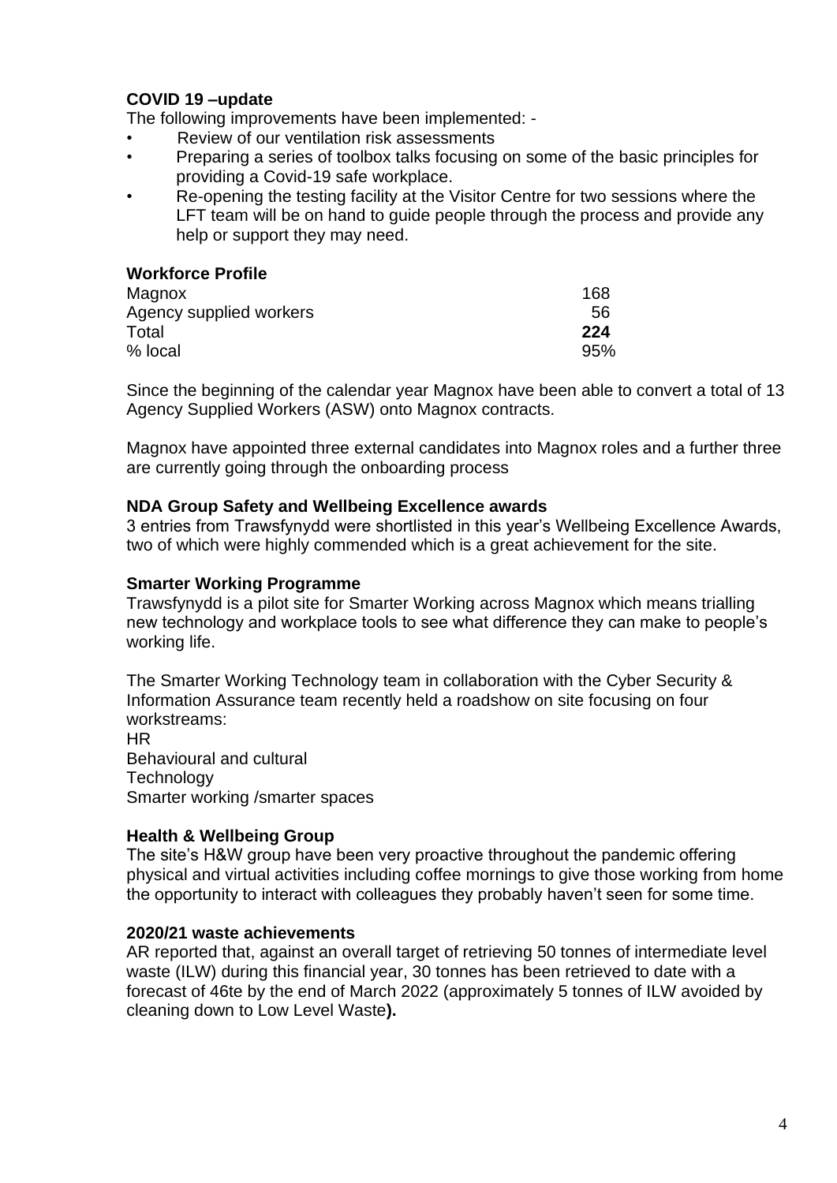**COVID 19 –update**

The following improvements have been implemented: -

- Review of our ventilation risk assessments
- Preparing a series of toolbox talks focusing on some of the basic principles for providing a Covid-19 safe workplace.
- Re-opening the testing facility at the Visitor Centre for two sessions where the LFT team will be on hand to guide people through the process and provide any help or support they may need.

**Workforce Profile**

| | |
|---|---|
| Magnox | 168 |
| Agency supplied workers | 56 |
| Total | **224** |
| % local | 95% |

Since the beginning of the calendar year Magnox have been able to convert a total of 13 Agency Supplied Workers (ASW) onto Magnox contracts.

Magnox have appointed three external candidates into Magnox roles and a further three are currently going through the onboarding process

**NDA Group Safety and Wellbeing Excellence awards**

3 entries from Trawsfynydd were shortlisted in this year's Wellbeing Excellence Awards, two of which were highly commended which is a great achievement for the site.

**Smarter Working Programme**

Trawsfynydd is a pilot site for Smarter Working across Magnox which means trialling new technology and workplace tools to see what difference they can make to people's working life.

The Smarter Working Technology team in collaboration with the Cyber Security & Information Assurance team recently held a roadshow on site focusing on four workstreams:

HR
Behavioural and cultural
Technology
Smarter working /smarter spaces

**Health & Wellbeing Group**

The site's H&W group have been very proactive throughout the pandemic offering physical and virtual activities including coffee mornings to give those working from home the opportunity to interact with colleagues they probably haven't seen for some time.

**2020/21 waste achievements**

AR reported that, against an overall target of retrieving 50 tonnes of intermediate level waste (ILW) during this financial year, 30 tonnes has been retrieved to date with a forecast of 46te by the end of March 2022 (approximately 5 tonnes of ILW avoided by cleaning down to Low Level Waste**).**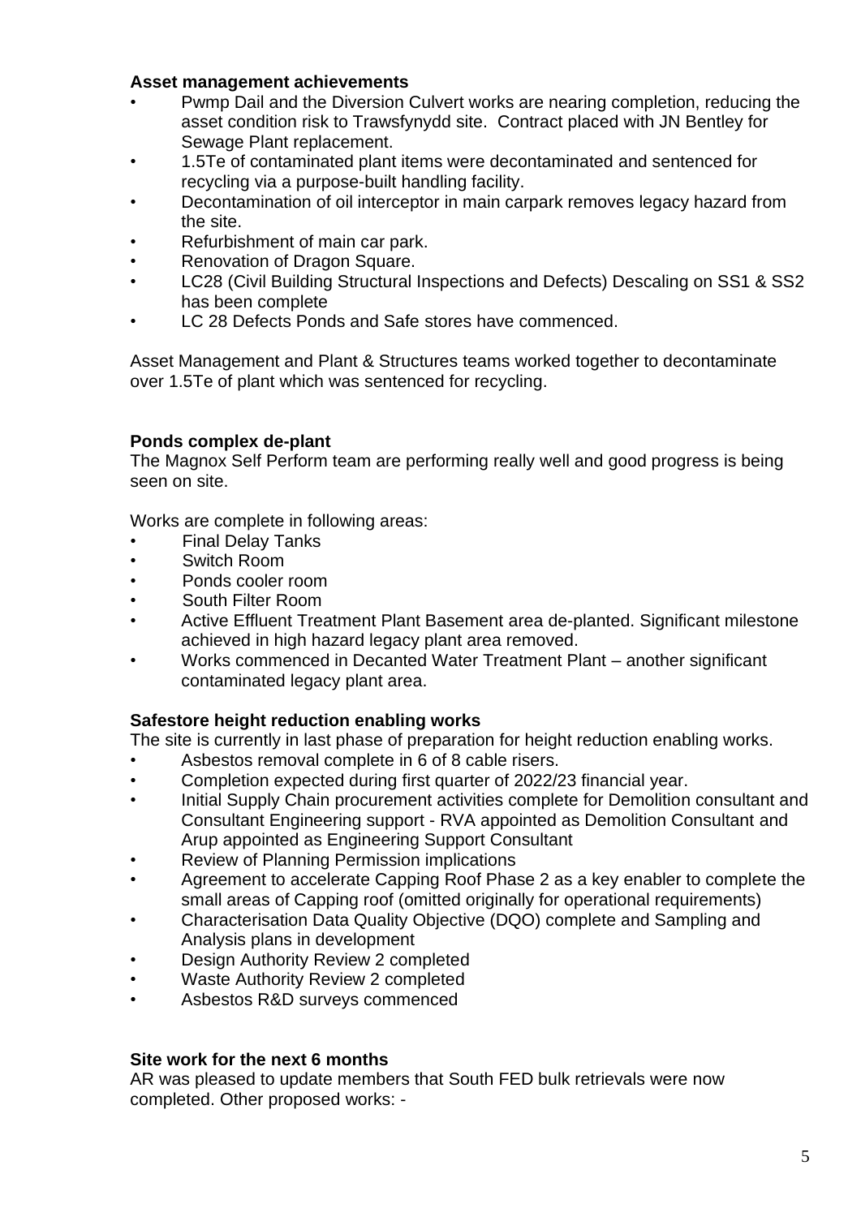**Asset management achievements**

- Pwmp Dail and the Diversion Culvert works are nearing completion, reducing the asset condition risk to Trawsfynydd site. Contract placed with JN Bentley for Sewage Plant replacement.
- 1.5Te of contaminated plant items were decontaminated and sentenced for recycling via a purpose-built handling facility.
- Decontamination of oil interceptor in main carpark removes legacy hazard from the site.
- Refurbishment of main car park.
- Renovation of Dragon Square.
- LC28 (Civil Building Structural Inspections and Defects) Descaling on SS1 & SS2 has been complete
- LC 28 Defects Ponds and Safe stores have commenced.

Asset Management and Plant & Structures teams worked together to decontaminate over 1.5Te of plant which was sentenced for recycling.

**Ponds complex de-plant**

The Magnox Self Perform team are performing really well and good progress is being seen on site.

Works are complete in following areas:

- Final Delay Tanks
- Switch Room
- Ponds cooler room
- South Filter Room
- Active Effluent Treatment Plant Basement area de-planted. Significant milestone achieved in high hazard legacy plant area removed.
- Works commenced in Decanted Water Treatment Plant – another significant contaminated legacy plant area.

**Safestore height reduction enabling works**

The site is currently in last phase of preparation for height reduction enabling works.

- Asbestos removal complete in 6 of 8 cable risers.
- Completion expected during first quarter of 2022/23 financial year.
- Initial Supply Chain procurement activities complete for Demolition consultant and Consultant Engineering support - RVA appointed as Demolition Consultant and Arup appointed as Engineering Support Consultant
- Review of Planning Permission implications
- Agreement to accelerate Capping Roof Phase 2 as a key enabler to complete the small areas of Capping roof (omitted originally for operational requirements)
- Characterisation Data Quality Objective (DQO) complete and Sampling and Analysis plans in development
- Design Authority Review 2 completed
- Waste Authority Review 2 completed
- Asbestos R&D surveys commenced

**Site work for the next 6 months**

AR was pleased to update members that South FED bulk retrievals were now completed. Other proposed works: -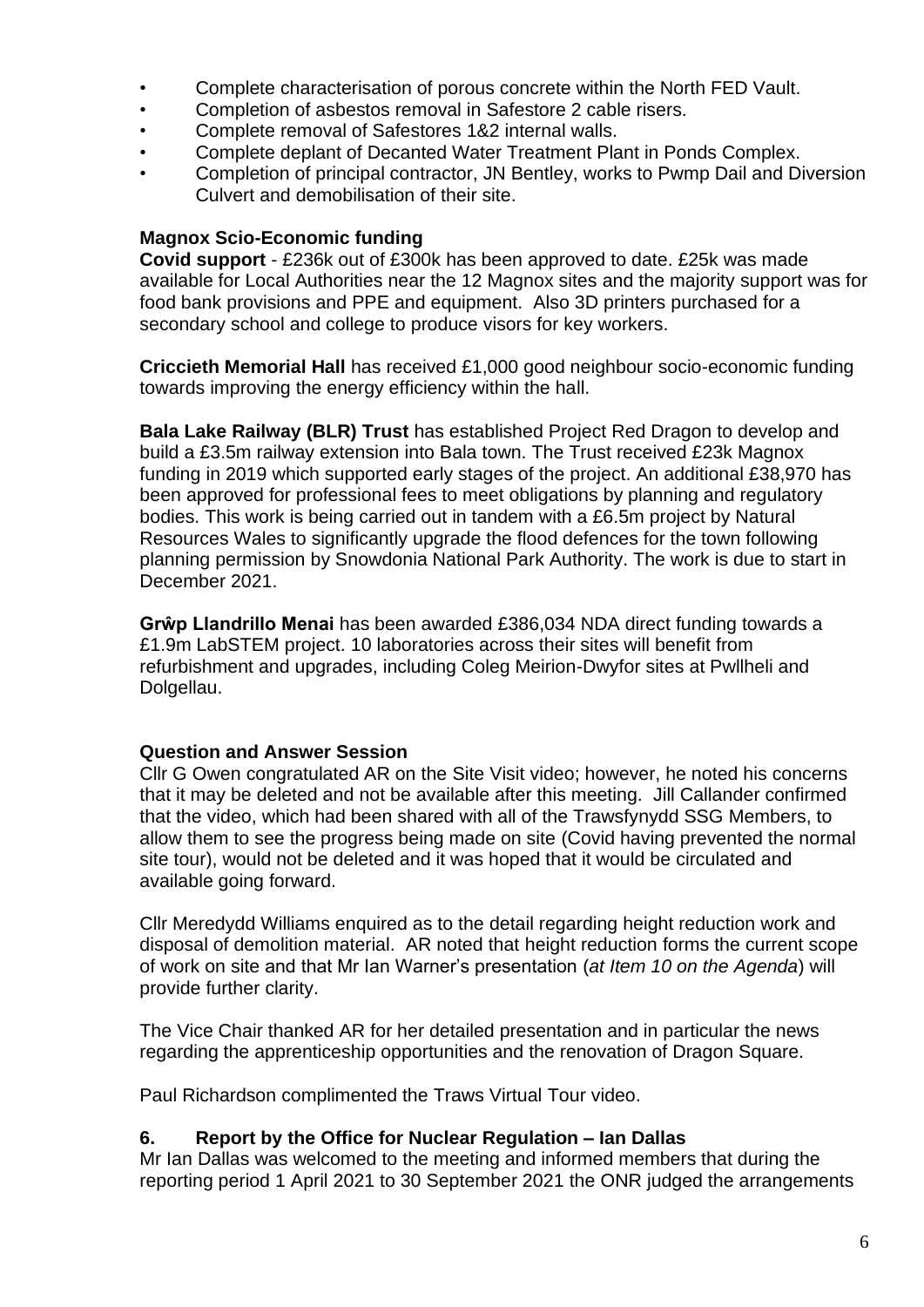- Complete characterisation of porous concrete within the North FED Vault.
- Completion of asbestos removal in Safestore 2 cable risers.
- Complete removal of Safestores 1&2 internal walls.
- Complete deplant of Decanted Water Treatment Plant in Ponds Complex.
- Completion of principal contractor, JN Bentley, works to Pwmp Dail and Diversion Culvert and demobilisation of their site.

**Magnox Scio-Economic funding**

**Covid support** - £236k out of £300k has been approved to date. £25k was made available for Local Authorities near the 12 Magnox sites and the majority support was for food bank provisions and PPE and equipment. Also 3D printers purchased for a secondary school and college to produce visors for key workers.

**Criccieth Memorial Hall** has received £1,000 good neighbour socio-economic funding towards improving the energy efficiency within the hall.

**Bala Lake Railway (BLR) Trust** has established Project Red Dragon to develop and build a £3.5m railway extension into Bala town. The Trust received £23k Magnox funding in 2019 which supported early stages of the project. An additional £38,970 has been approved for professional fees to meet obligations by planning and regulatory bodies. This work is being carried out in tandem with a £6.5m project by Natural Resources Wales to significantly upgrade the flood defences for the town following planning permission by Snowdonia National Park Authority. The work is due to start in December 2021.

**Grŵp Llandrillo Menai** has been awarded £386,034 NDA direct funding towards a £1.9m LabSTEM project. 10 laboratories across their sites will benefit from refurbishment and upgrades, including Coleg Meirion-Dwyfor sites at Pwllheli and Dolgellau.

**Question and Answer Session**

Cllr G Owen congratulated AR on the Site Visit video; however, he noted his concerns that it may be deleted and not be available after this meeting. Jill Callander confirmed that the video, which had been shared with all of the Trawsfynydd SSG Members, to allow them to see the progress being made on site (Covid having prevented the normal site tour), would not be deleted and it was hoped that it would be circulated and available going forward.

Cllr Meredydd Williams enquired as to the detail regarding height reduction work and disposal of demolition material. AR noted that height reduction forms the current scope of work on site and that Mr Ian Warner's presentation (*at Item 10 on the Agenda*) will provide further clarity.

The Vice Chair thanked AR for her detailed presentation and in particular the news regarding the apprenticeship opportunities and the renovation of Dragon Square.

Paul Richardson complimented the Traws Virtual Tour video.

**6. Report by the Office for Nuclear Regulation – Ian Dallas**

Mr Ian Dallas was welcomed to the meeting and informed members that during the reporting period 1 April 2021 to 30 September 2021 the ONR judged the arrangements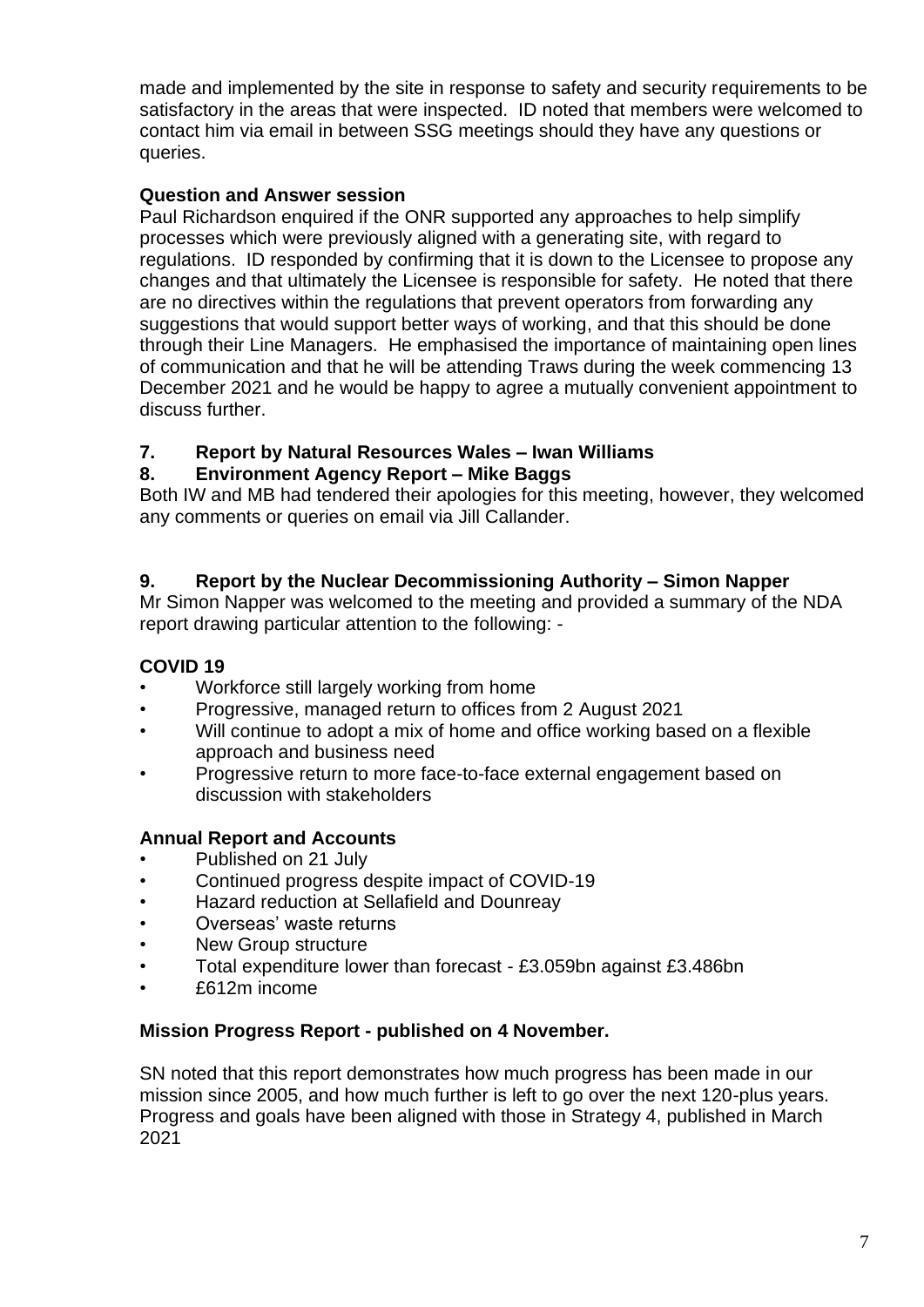made and implemented by the site in response to safety and security requirements to be satisfactory in the areas that were inspected. ID noted that members were welcomed to contact him via email in between SSG meetings should they have any questions or queries.

**Question and Answer session**

Paul Richardson enquired if the ONR supported any approaches to help simplify processes which were previously aligned with a generating site, with regard to regulations. ID responded by confirming that it is down to the Licensee to propose any changes and that ultimately the Licensee is responsible for safety. He noted that there are no directives within the regulations that prevent operators from forwarding any suggestions that would support better ways of working, and that this should be done through their Line Managers. He emphasised the importance of maintaining open lines of communication and that he will be attending Traws during the week commencing 13 December 2021 and he would be happy to agree a mutually convenient appointment to discuss further.

## 7. Report by Natural Resources Wales – Iwan Williams

## 8. Environment Agency Report – Mike Baggs

Both IW and MB had tendered their apologies for this meeting, however, they welcomed any comments or queries on email via Jill Callander.

## 9. Report by the Nuclear Decommissioning Authority – Simon Napper

Mr Simon Napper was welcomed to the meeting and provided a summary of the NDA report drawing particular attention to the following: -

**COVID 19**

- Workforce still largely working from home
- Progressive, managed return to offices from 2 August 2021
- Will continue to adopt a mix of home and office working based on a flexible approach and business need
- Progressive return to more face-to-face external engagement based on discussion with stakeholders

**Annual Report and Accounts**

- Published on 21 July
- Continued progress despite impact of COVID-19
- Hazard reduction at Sellafield and Dounreay
- Overseas' waste returns
- New Group structure
- Total expenditure lower than forecast - £3.059bn against £3.486bn
- £612m income

**Mission Progress Report - published on 4 November.**

SN noted that this report demonstrates how much progress has been made in our mission since 2005, and how much further is left to go over the next 120-plus years. Progress and goals have been aligned with those in Strategy 4, published in March 2021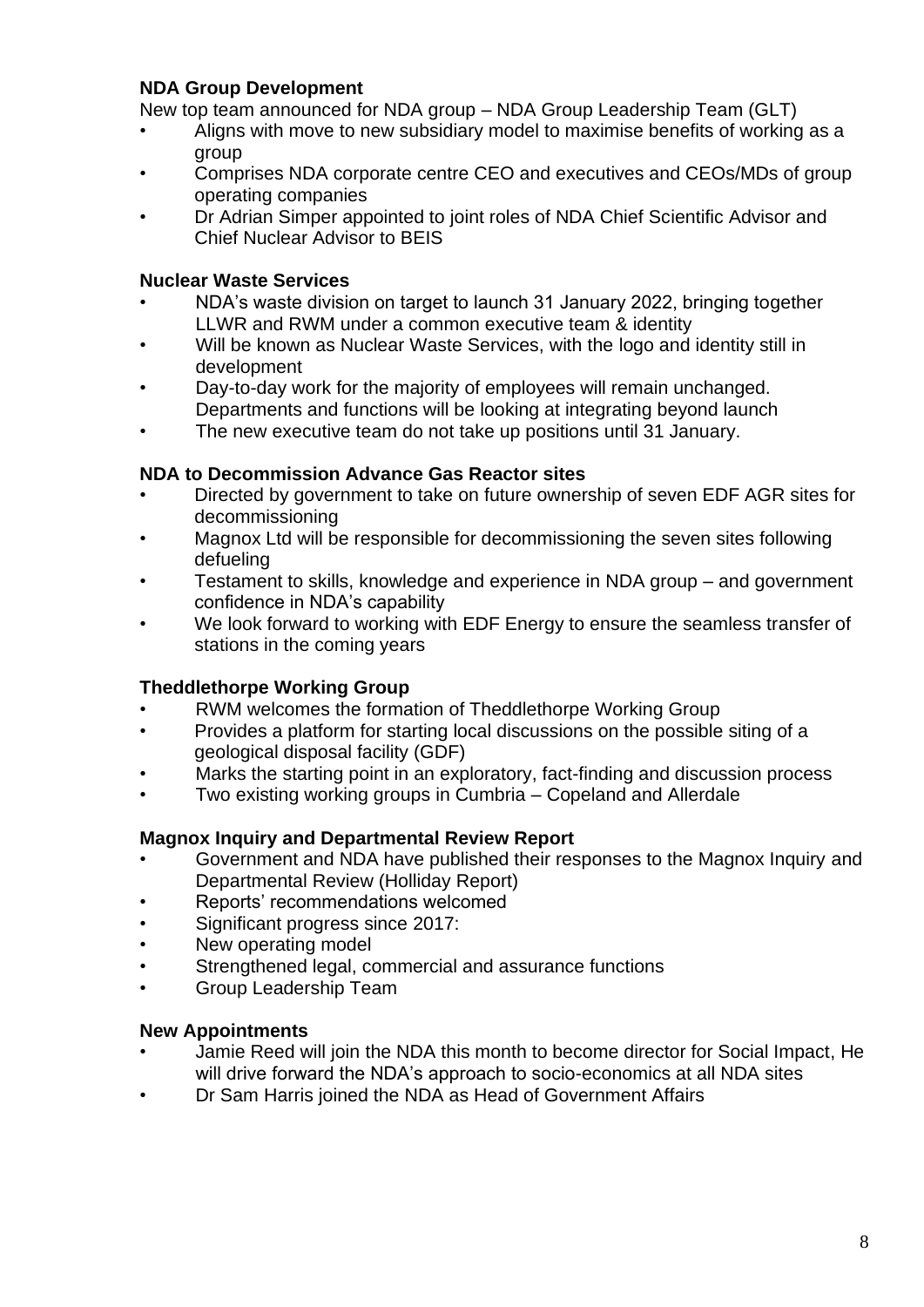**NDA Group Development**

New top team announced for NDA group – NDA Group Leadership Team (GLT)

- Aligns with move to new subsidiary model to maximise benefits of working as a group
- Comprises NDA corporate centre CEO and executives and CEOs/MDs of group operating companies
- Dr Adrian Simper appointed to joint roles of NDA Chief Scientific Advisor and Chief Nuclear Advisor to BEIS

**Nuclear Waste Services**

- NDA's waste division on target to launch 31 January 2022, bringing together LLWR and RWM under a common executive team & identity
- Will be known as Nuclear Waste Services, with the logo and identity still in development
- Day-to-day work for the majority of employees will remain unchanged. Departments and functions will be looking at integrating beyond launch
- The new executive team do not take up positions until 31 January.

**NDA to Decommission Advance Gas Reactor sites**

- Directed by government to take on future ownership of seven EDF AGR sites for decommissioning
- Magnox Ltd will be responsible for decommissioning the seven sites following defueling
- Testament to skills, knowledge and experience in NDA group – and government confidence in NDA's capability
- We look forward to working with EDF Energy to ensure the seamless transfer of stations in the coming years

**Theddlethorpe Working Group**

- RWM welcomes the formation of Theddlethorpe Working Group
- Provides a platform for starting local discussions on the possible siting of a geological disposal facility (GDF)
- Marks the starting point in an exploratory, fact-finding and discussion process
- Two existing working groups in Cumbria – Copeland and Allerdale

**Magnox Inquiry and Departmental Review Report**

- Government and NDA have published their responses to the Magnox Inquiry and Departmental Review (Holliday Report)
- Reports' recommendations welcomed
- Significant progress since 2017:
- New operating model
- Strengthened legal, commercial and assurance functions
- Group Leadership Team

**New Appointments**

- Jamie Reed will join the NDA this month to become director for Social Impact, He will drive forward the NDA's approach to socio-economics at all NDA sites
- Dr Sam Harris joined the NDA as Head of Government Affairs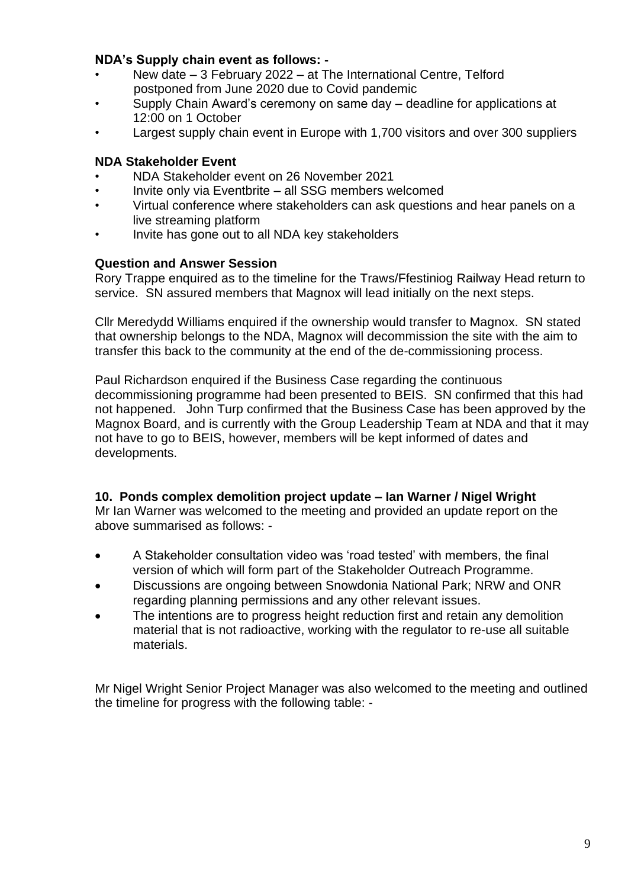**NDA's Supply chain event as follows: -**

- New date – 3 February 2022 – at The International Centre, Telford postponed from June 2020 due to Covid pandemic
- Supply Chain Award's ceremony on same day – deadline for applications at 12:00 on 1 October
- Largest supply chain event in Europe with 1,700 visitors and over 300 suppliers

**NDA Stakeholder Event**

- NDA Stakeholder event on 26 November 2021
- Invite only via Eventbrite – all SSG members welcomed
- Virtual conference where stakeholders can ask questions and hear panels on a live streaming platform
- Invite has gone out to all NDA key stakeholders

**Question and Answer Session**

Rory Trappe enquired as to the timeline for the Traws/Ffestiniog Railway Head return to service. SN assured members that Magnox will lead initially on the next steps.

Cllr Meredydd Williams enquired if the ownership would transfer to Magnox. SN stated that ownership belongs to the NDA, Magnox will decommission the site with the aim to transfer this back to the community at the end of the de-commissioning process.

Paul Richardson enquired if the Business Case regarding the continuous decommissioning programme had been presented to BEIS. SN confirmed that this had not happened. John Turp confirmed that the Business Case has been approved by the Magnox Board, and is currently with the Group Leadership Team at NDA and that it may not have to go to BEIS, however, members will be kept informed of dates and developments.

**10. Ponds complex demolition project update – Ian Warner / Nigel Wright**

Mr Ian Warner was welcomed to the meeting and provided an update report on the above summarised as follows: -

- A Stakeholder consultation video was 'road tested' with members, the final version of which will form part of the Stakeholder Outreach Programme.
- Discussions are ongoing between Snowdonia National Park; NRW and ONR regarding planning permissions and any other relevant issues.
- The intentions are to progress height reduction first and retain any demolition material that is not radioactive, working with the regulator to re-use all suitable materials.

Mr Nigel Wright Senior Project Manager was also welcomed to the meeting and outlined the timeline for progress with the following table: -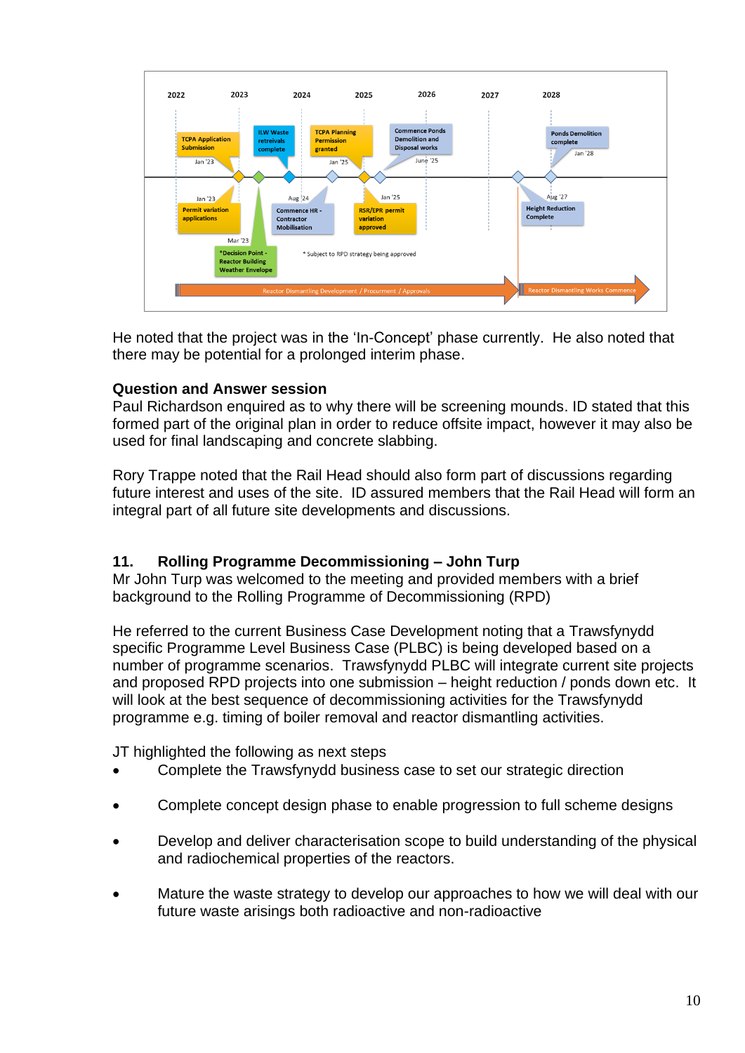2022 | 2023 | 2024 | 2025 | 2026 | 2027 | 2028

- TCPA Application Submission – Jan '23
- Permit variation applications – Jan '23
- *Decision Point - Reactor Building Weather Envelope – Mar '23
- ILW Waste retreivals complete
- Commence HR - Contractor Mobilisation – Aug '24
- TCPA Planning Permission granted – Jan '25
- RSR/EPR permit variation approved – Jan '25
- Commence Ponds Demolition and Disposal works – June '25
- Height Reduction Complete – Aug '27
- Ponds Demolition complete – Jan '28

\* Subject to RPD strategy being approved

Reactor Dismantling Development / Procurment / Approvals → Reactor Dismantling Works Commence

He noted that the project was in the 'In-Concept' phase currently. He also noted that there may be potential for a prolonged interim phase.

**Question and Answer session**

Paul Richardson enquired as to why there will be screening mounds. ID stated that this formed part of the original plan in order to reduce offsite impact, however it may also be used for final landscaping and concrete slabbing.

Rory Trappe noted that the Rail Head should also form part of discussions regarding future interest and uses of the site. ID assured members that the Rail Head will form an integral part of all future site developments and discussions.

## 11. Rolling Programme Decommissioning – John Turp

Mr John Turp was welcomed to the meeting and provided members with a brief background to the Rolling Programme of Decommissioning (RPD)

He referred to the current Business Case Development noting that a Trawsfynydd specific Programme Level Business Case (PLBC) is being developed based on a number of programme scenarios. Trawsfynydd PLBC will integrate current site projects and proposed RPD projects into one submission – height reduction / ponds down etc. It will look at the best sequence of decommissioning activities for the Trawsfynydd programme e.g. timing of boiler removal and reactor dismantling activities.

JT highlighted the following as next steps

- Complete the Trawsfynydd business case to set our strategic direction
- Complete concept design phase to enable progression to full scheme designs
- Develop and deliver characterisation scope to build understanding of the physical and radiochemical properties of the reactors.
- Mature the waste strategy to develop our approaches to how we will deal with our future waste arisings both radioactive and non-radioactive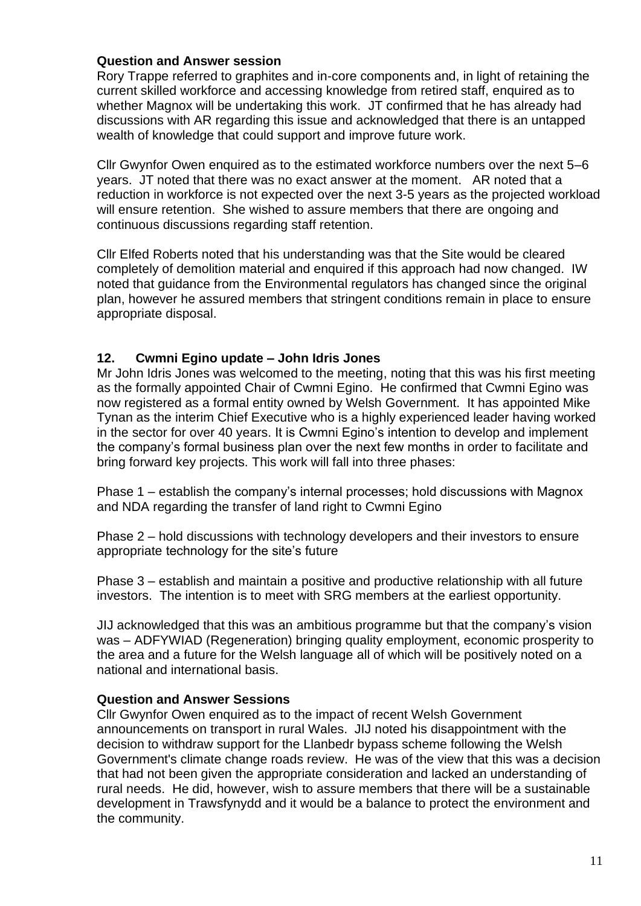**Question and Answer session**

Rory Trappe referred to graphites and in-core components and, in light of retaining the current skilled workforce and accessing knowledge from retired staff, enquired as to whether Magnox will be undertaking this work. JT confirmed that he has already had discussions with AR regarding this issue and acknowledged that there is an untapped wealth of knowledge that could support and improve future work.

Cllr Gwynfor Owen enquired as to the estimated workforce numbers over the next 5–6 years. JT noted that there was no exact answer at the moment. AR noted that a reduction in workforce is not expected over the next 3-5 years as the projected workload will ensure retention. She wished to assure members that there are ongoing and continuous discussions regarding staff retention.

Cllr Elfed Roberts noted that his understanding was that the Site would be cleared completely of demolition material and enquired if this approach had now changed. IW noted that guidance from the Environmental regulators has changed since the original plan, however he assured members that stringent conditions remain in place to ensure appropriate disposal.

## 12. Cwmni Egino update – John Idris Jones

Mr John Idris Jones was welcomed to the meeting, noting that this was his first meeting as the formally appointed Chair of Cwmni Egino. He confirmed that Cwmni Egino was now registered as a formal entity owned by Welsh Government. It has appointed Mike Tynan as the interim Chief Executive who is a highly experienced leader having worked in the sector for over 40 years. It is Cwmni Egino's intention to develop and implement the company's formal business plan over the next few months in order to facilitate and bring forward key projects. This work will fall into three phases:

Phase 1 – establish the company's internal processes; hold discussions with Magnox and NDA regarding the transfer of land right to Cwmni Egino

Phase 2 – hold discussions with technology developers and their investors to ensure appropriate technology for the site's future

Phase 3 – establish and maintain a positive and productive relationship with all future investors. The intention is to meet with SRG members at the earliest opportunity.

JIJ acknowledged that this was an ambitious programme but that the company's vision was – ADFYWIAD (Regeneration) bringing quality employment, economic prosperity to the area and a future for the Welsh language all of which will be positively noted on a national and international basis.

**Question and Answer Sessions**

Cllr Gwynfor Owen enquired as to the impact of recent Welsh Government announcements on transport in rural Wales. JIJ noted his disappointment with the decision to withdraw support for the Llanbedr bypass scheme following the Welsh Government's climate change roads review. He was of the view that this was a decision that had not been given the appropriate consideration and lacked an understanding of rural needs. He did, however, wish to assure members that there will be a sustainable development in Trawsfynydd and it would be a balance to protect the environment and the community.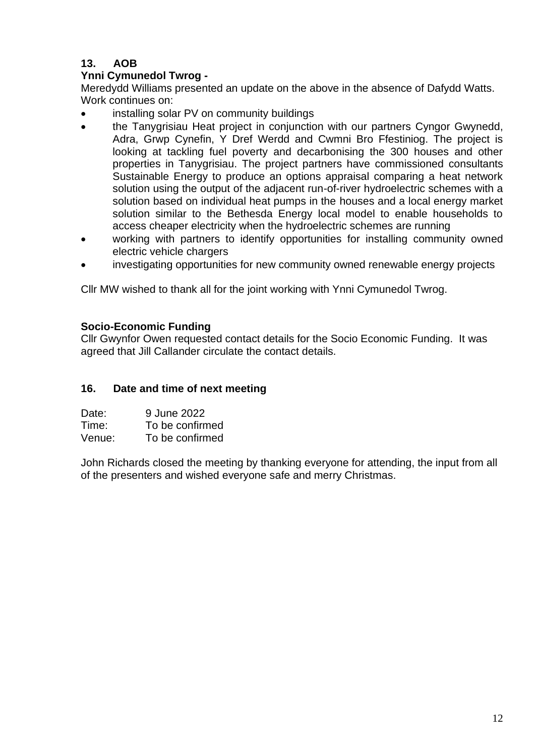## 13. AOB

**Ynni Cymunedol Twrog -**

Meredydd Williams presented an update on the above in the absence of Dafydd Watts. Work continues on:

- installing solar PV on community buildings
- the Tanygrisiau Heat project in conjunction with our partners Cyngor Gwynedd, Adra, Grwp Cynefin, Y Dref Werdd and Cwmni Bro Ffestiniog. The project is looking at tackling fuel poverty and decarbonising the 300 houses and other properties in Tanygrisiau. The project partners have commissioned consultants Sustainable Energy to produce an options appraisal comparing a heat network solution using the output of the adjacent run-of-river hydroelectric schemes with a solution based on individual heat pumps in the houses and a local energy market solution similar to the Bethesda Energy local model to enable households to access cheaper electricity when the hydroelectric schemes are running
- working with partners to identify opportunities for installing community owned electric vehicle chargers
- investigating opportunities for new community owned renewable energy projects

Cllr MW wished to thank all for the joint working with Ynni Cymunedol Twrog.

**Socio-Economic Funding**

Cllr Gwynfor Owen requested contact details for the Socio Economic Funding. It was agreed that Jill Callander circulate the contact details.

## 16. Date and time of next meeting

| | |
|---|---|
| Date: | 9 June 2022 |
| Time: | To be confirmed |
| Venue: | To be confirmed |

John Richards closed the meeting by thanking everyone for attending, the input from all of the presenters and wished everyone safe and merry Christmas.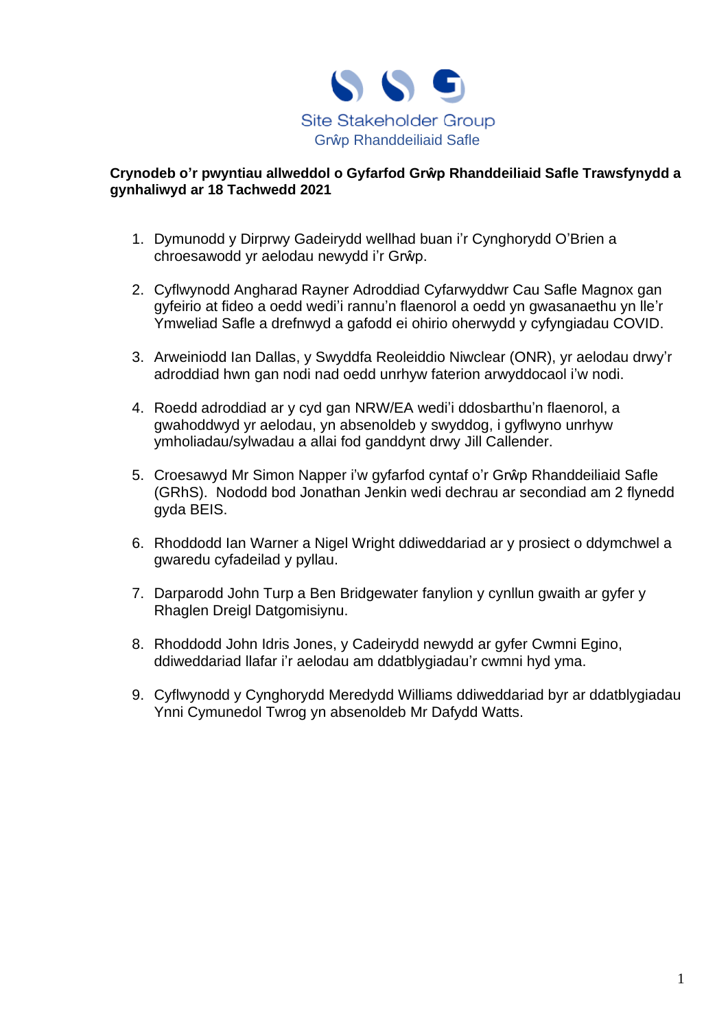Site Stakeholder Group
Grŵp Rhanddeiliaid Safle

**Crynodeb o'r pwyntiau allweddol o Gyfarfod Grŵp Rhanddeiliaid Safle Trawsfynydd a gynhaliwyd ar 18 Tachwedd 2021**

1. Dymunodd y Dirprwy Gadeirydd wellhad buan i'r Cynghorydd O'Brien a chroesawodd yr aelodau newydd i'r Grŵp.

2. Cyflwynodd Angharad Rayner Adroddiad Cyfarwyddwr Cau Safle Magnox gan gyfeirio at fideo a oedd wedi'i rannu'n flaenorol a oedd yn gwasanaethu yn lle'r Ymweliad Safle a drefnwyd a gafodd ei ohirio oherwydd y cyfyngiadau COVID.

3. Arweiniodd Ian Dallas, y Swyddfa Reoleiddio Niwclear (ONR), yr aelodau drwy'r adroddiad hwn gan nodi nad oedd unrhyw faterion arwyddocaol i'w nodi.

4. Roedd adroddiad ar y cyd gan NRW/EA wedi'i ddosbarthu'n flaenorol, a gwahoddwyd yr aelodau, yn absenoldeb y swyddog, i gyflwyno unrhyw ymholiadau/sylwadau a allai fod ganddynt drwy Jill Callender.

5. Croesawyd Mr Simon Napper i'w gyfarfod cyntaf o'r Grŵp Rhanddeiliaid Safle (GRhS). Nododd bod Jonathan Jenkin wedi dechrau ar secondiad am 2 flynedd gyda BEIS.

6. Rhoddodd Ian Warner a Nigel Wright ddiweddariad ar y prosiect o ddymchwel a gwaredu cyfadeilad y pyllau.

7. Darparodd John Turp a Ben Bridgewater fanylion y cynllun gwaith ar gyfer y Rhaglen Dreigl Datgomisiynu.

8. Rhoddodd John Idris Jones, y Cadeirydd newydd ar gyfer Cwmni Egino, ddiweddariad llafar i'r aelodau am ddatblygiadau'r cwmni hyd yma.

9. Cyflwynodd y Cynghorydd Meredydd Williams ddiweddariad byr ar ddatblygiadau Ynni Cymunedol Twrog yn absenoldeb Mr Dafydd Watts.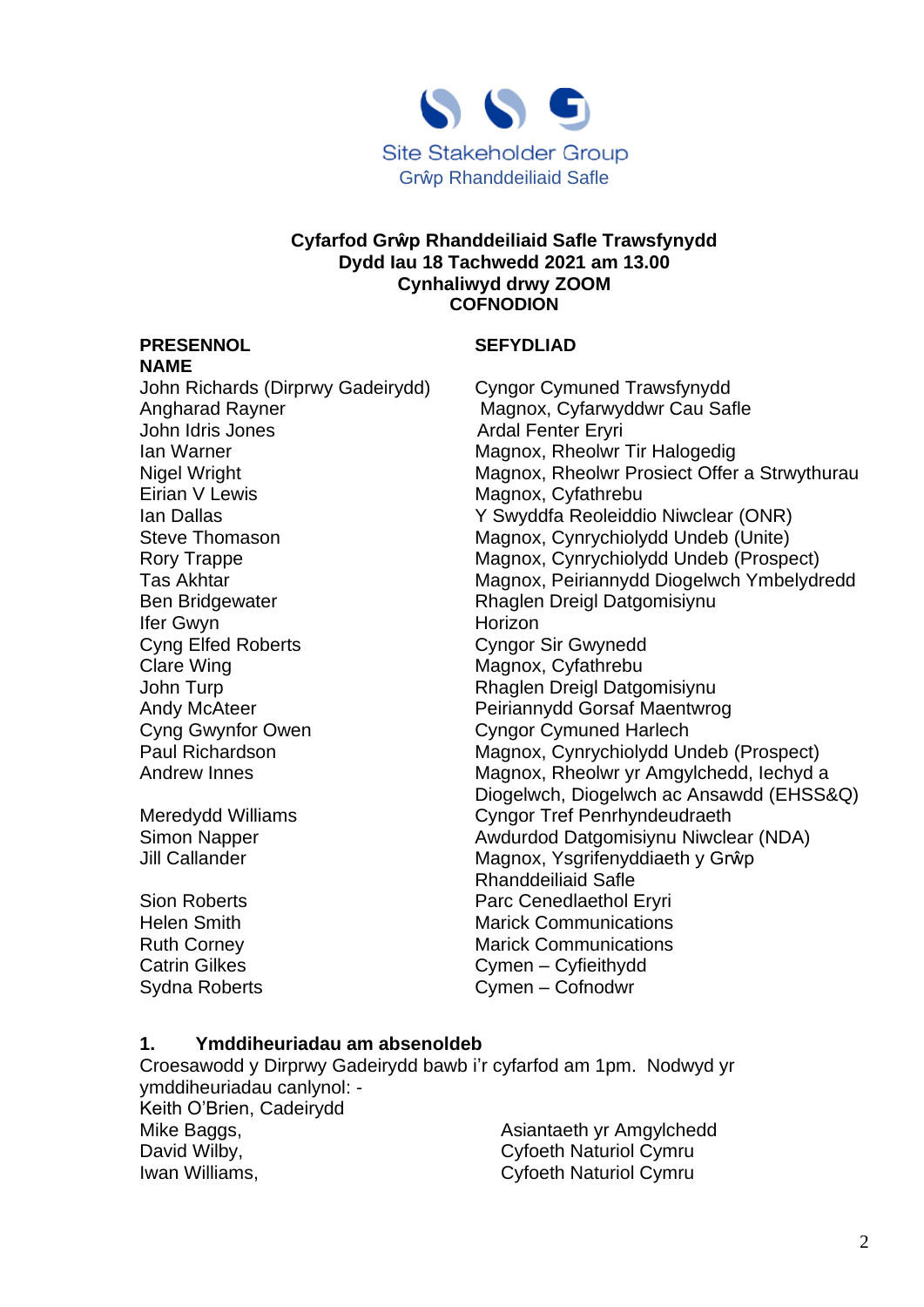Site Stakeholder Group
Grŵp Rhanddeiliaid Safle

**Cyfarfod Grŵp Rhanddeiliaid Safle Trawsfynydd**
**Dydd Iau 18 Tachwedd 2021 am 13.00**
**Cynhaliwyd drwy ZOOM**
**COFNODION**

| **PRESENNOL NAME** | **SEFYDLIAD** |
|---|---|
| John Richards (Dirprwy Gadeirydd) | Cyngor Cymuned Trawsfynydd |
| Angharad Rayner | Magnox, Cyfarwyddwr Cau Safle |
| John Idris Jones | Ardal Fenter Eryri |
| Ian Warner | Magnox, Rheolwr Tir Halogedig |
| Nigel Wright | Magnox, Rheolwr Prosiect Offer a Strwythurau |
| Eirian V Lewis | Magnox, Cyfathrebu |
| Ian Dallas | Y Swyddfa Reoleiddio Niwclear (ONR) |
| Steve Thomason | Magnox, Cynrychiolydd Undeb (Unite) |
| Rory Trappe | Magnox, Cynrychiolydd Undeb (Prospect) |
| Tas Akhtar | Magnox, Peiriannydd Diogelwch Ymbelydredd |
| Ben Bridgewater | Rhaglen Dreigl Datgomisiynu |
| Ifer Gwyn | Horizon |
| Cyng Elfed Roberts | Cyngor Sir Gwynedd |
| Clare Wing | Magnox, Cyfathrebu |
| John Turp | Rhaglen Dreigl Datgomisiynu |
| Andy McAteer | Peiriannydd Gorsaf Maentwrog |
| Cyng Gwynfor Owen | Cyngor Cymuned Harlech |
| Paul Richardson | Magnox, Cynrychiolydd Undeb (Prospect) |
| Andrew Innes | Magnox, Rheolwr yr Amgylchedd, Iechyd a Diogelwch, Diogelwch ac Ansawdd (EHSS&Q) |
| Meredydd Williams | Cyngor Tref Penrhyndeudraeth |
| Simon Napper | Awdurdod Datgomisiynu Niwclear (NDA) |
| Jill Callander | Magnox, Ysgrifenyddiaeth y Grŵp Rhanddeiliaid Safle |
| Sion Roberts | Parc Cenedlaethol Eryri |
| Helen Smith | Marick Communications |
| Ruth Corney | Marick Communications |
| Catrin Gilkes | Cymen – Cyfieithydd |
| Sydna Roberts | Cymen – Cofnodwr |

## 1. Ymddiheuriadau am absenoldeb

Croesawodd y Dirprwy Gadeirydd bawb i'r cyfarfod am 1pm. Nodwyd yr ymddiheuriadau canlynol: -

Keith O'Brien, Cadeirydd

| | |
|---|---|
| Mike Baggs, | Asiantaeth yr Amgylchedd |
| David Wilby, | Cyfoeth Naturiol Cymru |
| Iwan Williams, | Cyfoeth Naturiol Cymru |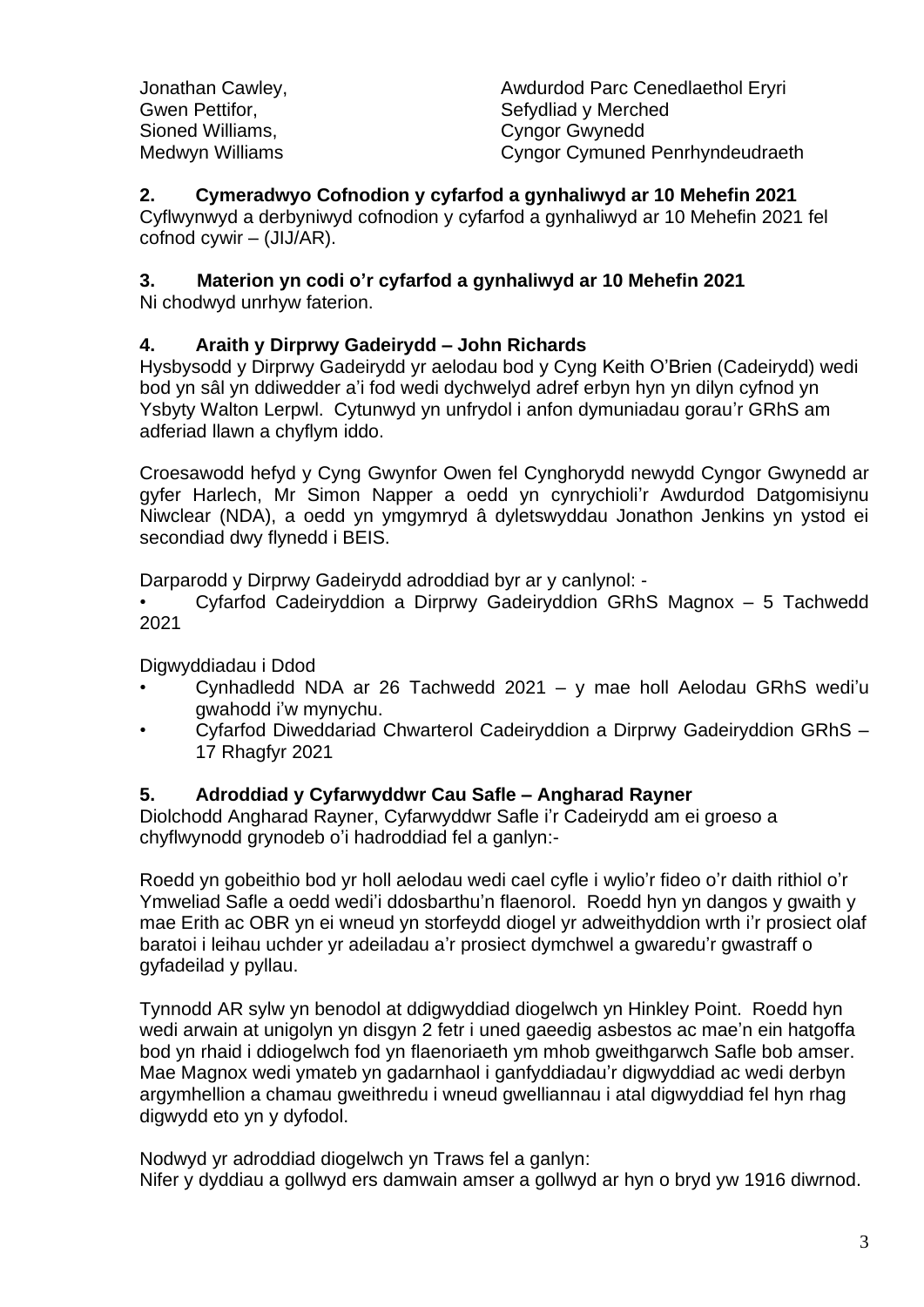| | |
|---|---|
| Jonathan Cawley, | Awdurdod Parc Cenedlaethol Eryri |
| Gwen Pettifor, | Sefydliad y Merched |
| Sioned Williams, | Cyngor Gwynedd |
| Medwyn Williams | Cyngor Cymuned Penrhyndeudraeth |

**2. Cymeradwyo Cofnodion y cyfarfod a gynhaliwyd ar 10 Mehefin 2021**

Cyflwynwyd a derbyniwyd cofnodion y cyfarfod a gynhaliwyd ar 10 Mehefin 2021 fel cofnod cywir – (JIJ/AR).

**3. Materion yn codi o'r cyfarfod a gynhaliwyd ar 10 Mehefin 2021**

Ni chodwyd unrhyw faterion.

**4. Araith y Dirprwy Gadeirydd – John Richards**

Hysbysodd y Dirprwy Gadeirydd yr aelodau bod y Cyng Keith O'Brien (Cadeirydd) wedi bod yn sâl yn ddiwedder a'i fod wedi dychwelyd adref erbyn hyn yn dilyn cyfnod yn Ysbyty Walton Lerpwl. Cytunwyd yn unfrydol i anfon dymuniadau gorau'r GRhS am adferiad llawn a chyflym iddo.

Croesawodd hefyd y Cyng Gwynfor Owen fel Cynghorydd newydd Cyngor Gwynedd ar gyfer Harlech, Mr Simon Napper a oedd yn cynrychioli'r Awdurdod Datgomisiynu Niwclear (NDA), a oedd yn ymgymryd â dyletswyddau Jonathon Jenkins yn ystod ei secondiad dwy flynedd i BEIS.

Darparodd y Dirprwy Gadeirydd adroddiad byr ar y canlynol: -

- Cyfarfod Cadeiryddion a Dirprwy Gadeiryddion GRhS Magnox – 5 Tachwedd 2021

Digwyddiadau i Ddod

- Cynhadledd NDA ar 26 Tachwedd 2021 – y mae holl Aelodau GRhS wedi'u gwahodd i'w mynychu.
- Cyfarfod Diweddariad Chwarterol Cadeiryddion a Dirprwy Gadeiryddion GRhS – 17 Rhagfyr 2021

**5. Adroddiad y Cyfarwyddwr Cau Safle – Angharad Rayner**

Diolchodd Angharad Rayner, Cyfarwyddwr Safle i'r Cadeirydd am ei groeso a chyflwynodd grynodeb o'i hadroddiad fel a ganlyn:-

Roedd yn gobeithio bod yr holl aelodau wedi cael cyfle i wylio'r fideo o'r daith rithiol o'r Ymweliad Safle a oedd wedi'i ddosbarthu'n flaenorol. Roedd hyn yn dangos y gwaith y mae Erith ac OBR yn ei wneud yn storfeydd diogel yr adweithyddion wrth i'r prosiect olaf baratoi i leihau uchder yr adeiladau a'r prosiect dymchwel a gwaredu'r gwastraff o gyfadeilad y pyllau.

Tynnodd AR sylw yn benodol at ddigwyddiad diogelwch yn Hinkley Point. Roedd hyn wedi arwain at unigolyn yn disgyn 2 fetr i uned gaeedig asbestos ac mae'n ein hatgoffa bod yn rhaid i ddiogelwch fod yn flaenoriaeth ym mhob gweithgarwch Safle bob amser. Mae Magnox wedi ymateb yn gadarnhaol i ganfyddiadau'r digwyddiad ac wedi derbyn argymhellion a chamau gweithredu i wneud gwelliannau i atal digwyddiad fel hyn rhag digwydd eto yn y dyfodol.

Nodwyd yr adroddiad diogelwch yn Traws fel a ganlyn:
Nifer y dyddiau a gollwyd ers damwain amser a gollwyd ar hyn o bryd yw 1916 diwrnod.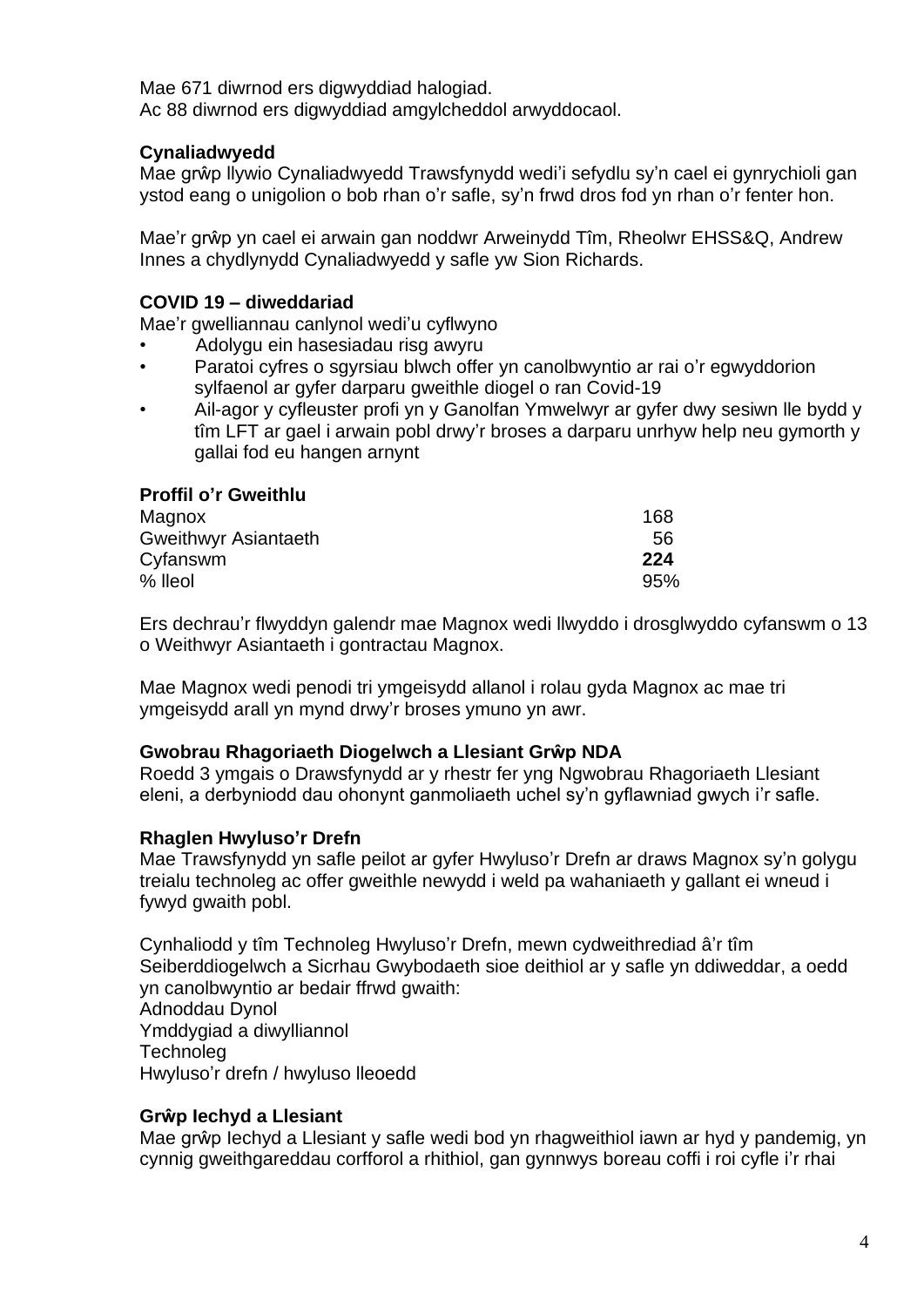Mae 671 diwrnod ers digwyddiad halogiad.
Ac 88 diwrnod ers digwyddiad amgylcheddol arwyddocaol.

**Cynaliadwyedd**
Mae grŵp llywio Cynaliadwyedd Trawsfynydd wedi'i sefydlu sy'n cael ei gynrychioli gan ystod eang o unigolion o bob rhan o'r safle, sy'n frwd dros fod yn rhan o'r fenter hon.

Mae'r grŵp yn cael ei arwain gan noddwr Arweinydd Tîm, Rheolwr EHSS&Q, Andrew Innes a chydlynydd Cynaliadwyedd y safle yw Sion Richards.

**COVID 19 – diweddariad**
Mae'r gwelliannau canlynol wedi'u cyflwyno

- Adolygu ein hasesiadau risg awyru
- Paratoi cyfres o sgyrsiau blwch offer yn canolbwyntio ar rai o'r egwyddorion sylfaenol ar gyfer darparu gweithle diogel o ran Covid-19
- Ail-agor y cyfleuster profi yn y Ganolfan Ymwelwyr ar gyfer dwy sesiwn lle bydd y tîm LFT ar gael i arwain pobl drwy'r broses a darparu unrhyw help neu gymorth y gallai fod eu hangen arnynt

**Proffil o'r Gweithlu**

| | |
|---|---|
| Magnox | 168 |
| Gweithwyr Asiantaeth | 56 |
| Cyfanswm | **224** |
| % lleol | 95% |

Ers dechrau'r flwyddyn galendr mae Magnox wedi llwyddo i drosglwyddo cyfanswm o 13 o Weithwyr Asiantaeth i gontractau Magnox.

Mae Magnox wedi penodi tri ymgeisydd allanol i rolau gyda Magnox ac mae tri ymgeisydd arall yn mynd drwy'r broses ymuno yn awr.

**Gwobrau Rhagoriaeth Diogelwch a Llesiant Grŵp NDA**
Roedd 3 ymgais o Drawsfynydd ar y rhestr fer yng Ngwobrau Rhagoriaeth Llesiant eleni, a derbyniodd dau ohonynt ganmoliaeth uchel sy'n gyflawniad gwych i'r safle.

**Rhaglen Hwyluso'r Drefn**
Mae Trawsfynydd yn safle peilot ar gyfer Hwyluso'r Drefn ar draws Magnox sy'n golygu treialu technoleg ac offer gweithle newydd i weld pa wahaniaeth y gallant ei wneud i fywyd gwaith pobl.

Cynhaliodd y tîm Technoleg Hwyluso'r Drefn, mewn cydweithrediad â'r tîm Seiberddiogelwch a Sicrhau Gwybodaeth sioe deithiol ar y safle yn ddiweddar, a oedd yn canolbwyntio ar bedair ffrwd gwaith:
Adnoddau Dynol
Ymddygiad a diwylliannol
Technoleg
Hwyluso'r drefn / hwyluso lleoedd

**Grŵp Iechyd a Llesiant**
Mae grŵp Iechyd a Llesiant y safle wedi bod yn rhagweithiol iawn ar hyd y pandemig, yn cynnig gweithgareddau corfforol a rhithiol, gan gynnwys boreau coffi i roi cyfle i'r rhai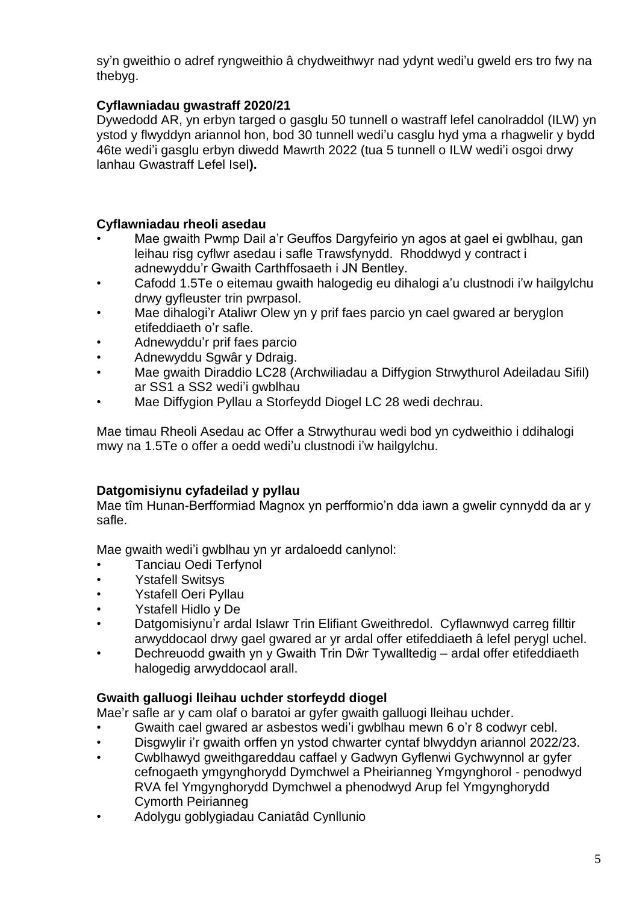sy'n gweithio o adref ryngweithio â chydweithwyr nad ydynt wedi'u gweld ers tro fwy na thebyg.

**Cyflawniadau gwastraff 2020/21**

Dywedodd AR, yn erbyn targed o gasglu 50 tunnell o wastraff lefel canolraddol (ILW) yn ystod y flwyddyn ariannol hon, bod 30 tunnell wedi'u casglu hyd yma a rhagwelir y bydd 46te wedi'i gasglu erbyn diwedd Mawrth 2022 (tua 5 tunnell o ILW wedi'i osgoi drwy lanhau Gwastraff Lefel Isel**).**

**Cyflawniadau rheoli asedau**

- Mae gwaith Pwmp Dail a'r Geuffos Dargyfeirio yn agos at gael ei gwblhau, gan leihau risg cyflwr asedau i safle Trawsfynydd. Rhoddwyd y contract i adnewyddu'r Gwaith Carthffosaeth i JN Bentley.
- Cafodd 1.5Te o eitemau gwaith halogedig eu dihalogi a'u clustnodi i'w hailgylchu drwy gyfleuster trin pwrpasol.
- Mae dihalogi'r Ataliwr Olew yn y prif faes parcio yn cael gwared ar beryglon etifeddiaeth o'r safle.
- Adnewyddu'r prif faes parcio
- Adnewyddu Sgwâr y Ddraig.
- Mae gwaith Diraddio LC28 (Archwiliadau a Diffygion Strwythurol Adeiladau Sifil) ar SS1 a SS2 wedi'i gwblhau
- Mae Diffygion Pyllau a Storfeydd Diogel LC 28 wedi dechrau.

Mae timau Rheoli Asedau ac Offer a Strwythurau wedi bod yn cydweithio i ddihalogi mwy na 1.5Te o offer a oedd wedi'u clustnodi i'w hailgylchu.

**Datgomisiynu cyfadeilad y pyllau**

Mae tîm Hunan-Berfformiad Magnox yn perfformio'n dda iawn a gwelir cynnydd da ar y safle.

Mae gwaith wedi'i gwblhau yn yr ardaloedd canlynol:

- Tanciau Oedi Terfynol
- Ystafell Switsys
- Ystafell Oeri Pyllau
- Ystafell Hidlo y De
- Datgomisiynu'r ardal Islawr Trin Elifiant Gweithredol. Cyflawnwyd carreg filltir arwyddocaol drwy gael gwared ar yr ardal offer etifeddiaeth â lefel perygl uchel.
- Dechreuodd gwaith yn y Gwaith Trin Dŵr Tywalltedig – ardal offer etifeddiaeth halogedig arwyddocaol arall.

**Gwaith galluogi lleihau uchder storfeydd diogel**

Mae'r safle ar y cam olaf o baratoi ar gyfer gwaith galluogi lleihau uchder.

- Gwaith cael gwared ar asbestos wedi'i gwblhau mewn 6 o'r 8 codwyr cebl.
- Disgwylir i'r gwaith orffen yn ystod chwarter cyntaf blwyddyn ariannol 2022/23.
- Cwblhawyd gweithgareddau caffael y Gadwyn Gyflenwi Gychwynnol ar gyfer cefnogaeth ymgynghorydd Dymchwel a Pheirianneg Ymgynghorol - penodwyd RVA fel Ymgynghorydd Dymchwel a phenodwyd Arup fel Ymgynghorydd Cymorth Peirianneg
- Adolygu goblygiadau Caniatâd Cynllunio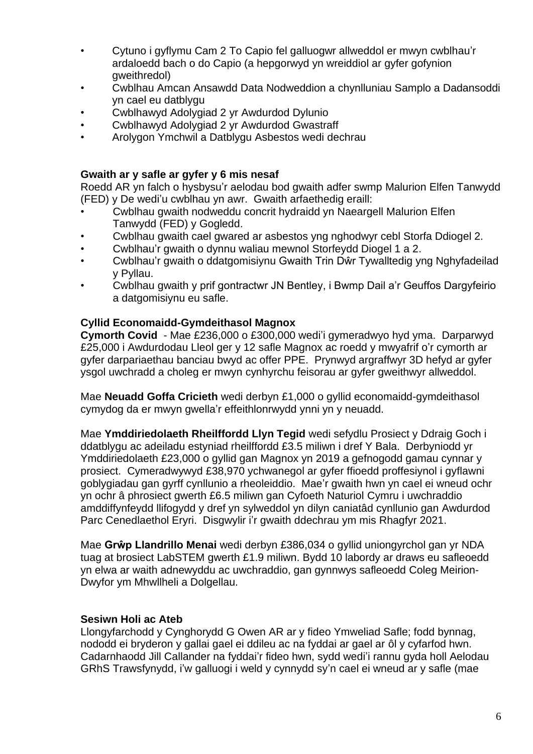- Cytuno i gyflymu Cam 2 To Capio fel galluogwr allweddol er mwyn cwblhau'r ardaloedd bach o do Capio (a hepgorwyd yn wreiddiol ar gyfer gofynion gweithredol)
- Cwblhau Amcan Ansawdd Data Nodweddion a chynlluniau Samplo a Dadansoddi yn cael eu datblygu
- Cwblhawyd Adolygiad 2 yr Awdurdod Dylunio
- Cwblhawyd Adolygiad 2 yr Awdurdod Gwastraff
- Arolygon Ymchwil a Datblygu Asbestos wedi dechrau

**Gwaith ar y safle ar gyfer y 6 mis nesaf**

Roedd AR yn falch o hysbysu'r aelodau bod gwaith adfer swmp Malurion Elfen Tanwydd (FED) y De wedi'u cwblhau yn awr. Gwaith arfaethedig eraill:

- Cwblhau gwaith nodweddu concrit hydraidd yn Naeargell Malurion Elfen Tanwydd (FED) y Gogledd.
- Cwblhau gwaith cael gwared ar asbestos yng nghodwyr cebl Storfa Ddiogel 2.
- Cwblhau'r gwaith o dynnu waliau mewnol Storfeydd Diogel 1 a 2.
- Cwblhau'r gwaith o ddatgomisiynu Gwaith Trin Dŵr Tywalltedig yng Nghyfadeilad y Pyllau.
- Cwblhau gwaith y prif gontractwr JN Bentley, i Bwmp Dail a'r Geuffos Dargyfeirio a datgomisiynu eu safle.

**Cyllid Economaidd-Gymdeithasol Magnox**

**Cymorth Covid** - Mae £236,000 o £300,000 wedi'i gymeradwyo hyd yma. Darparwyd £25,000 i Awdurdodau Lleol ger y 12 safle Magnox ac roedd y mwyafrif o'r cymorth ar gyfer darpariaethau banciau bwyd ac offer PPE. Prynwyd argraffwyr 3D hefyd ar gyfer ysgol uwchradd a choleg er mwyn cynhyrchu feisorau ar gyfer gweithwyr allweddol.

Mae **Neuadd Goffa Cricieth** wedi derbyn £1,000 o gyllid economaidd-gymdeithasol cymydog da er mwyn gwella'r effeithlonrwydd ynni yn y neuadd.

Mae **Ymddiriedolaeth Rheilffordd Llyn Tegid** wedi sefydlu Prosiect y Ddraig Goch i ddatblygu ac adeiladu estyniad rheilffordd £3.5 miliwn i dref Y Bala. Derbyniodd yr Ymddiriedolaeth £23,000 o gyllid gan Magnox yn 2019 a gefnogodd gamau cynnar y prosiect. Cymeradwywyd £38,970 ychwanegol ar gyfer ffioedd proffesiynol i gyflawni goblygiadau gan gyrff cynllunio a rheoleiddio. Mae'r gwaith hwn yn cael ei wneud ochr yn ochr â phrosiect gwerth £6.5 miliwn gan Cyfoeth Naturiol Cymru i uwchraddio amddiffynfeydd llifogydd y dref yn sylweddol yn dilyn caniatâd cynllunio gan Awdurdod Parc Cenedlaethol Eryri. Disgwylir i'r gwaith ddechrau ym mis Rhagfyr 2021.

Mae **Grŵp Llandrillo Menai** wedi derbyn £386,034 o gyllid uniongyrchol gan yr NDA tuag at brosiect LabSTEM gwerth £1.9 miliwn. Bydd 10 labordy ar draws eu safleoedd yn elwa ar waith adnewyddu ac uwchraddio, gan gynnwys safleoedd Coleg Meirion-Dwyfor ym Mhwllheli a Dolgellau.

**Sesiwn Holi ac Ateb**

Llongyfarchodd y Cynghorydd G Owen AR ar y fideo Ymweliad Safle; fodd bynnag, nododd ei bryderon y gallai gael ei ddileu ac na fyddai ar gael ar ôl y cyfarfod hwn. Cadarnhaodd Jill Callander na fyddai'r fideo hwn, sydd wedi'i rannu gyda holl Aelodau GRhS Trawsfynydd, i'w galluogi i weld y cynnydd sy'n cael ei wneud ar y safle (mae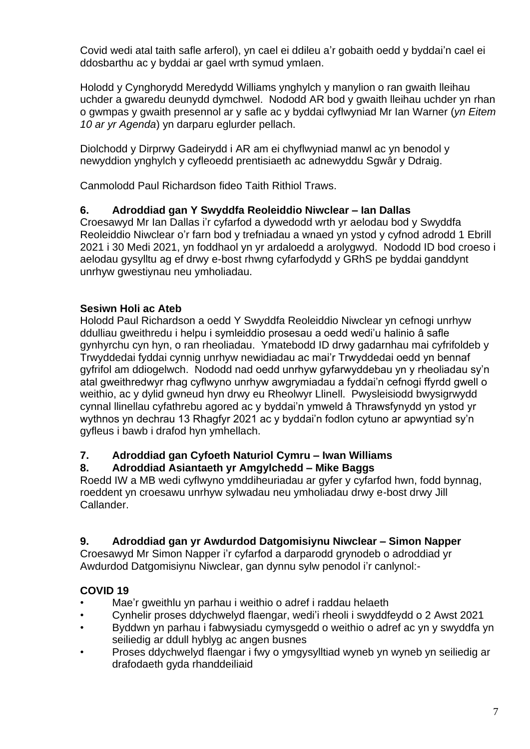Covid wedi atal taith safle arferol), yn cael ei ddileu a'r gobaith oedd y byddai'n cael ei ddosbarthu ac y byddai ar gael wrth symud ymlaen.

Holodd y Cynghorydd Meredydd Williams ynghylch y manylion o ran gwaith lleihau uchder a gwaredu deunydd dymchwel. Nododd AR bod y gwaith lleihau uchder yn rhan o gwmpas y gwaith presennol ar y safle ac y byddai cyflwyniad Mr Ian Warner (*yn Eitem 10 ar yr Agenda*) yn darparu eglurder pellach.

Diolchodd y Dirprwy Gadeirydd i AR am ei chyflwyniad manwl ac yn benodol y newyddion ynghylch y cyfleoedd prentisiaeth ac adnewyddu Sgwâr y Ddraig.

Canmolodd Paul Richardson fideo Taith Rithiol Traws.

**6. Adroddiad gan Y Swyddfa Reoleiddio Niwclear – Ian Dallas**

Croesawyd Mr Ian Dallas i'r cyfarfod a dywedodd wrth yr aelodau bod y Swyddfa Reoleiddio Niwclear o'r farn bod y trefniadau a wnaed yn ystod y cyfnod adrodd 1 Ebrill 2021 i 30 Medi 2021, yn foddhaol yn yr ardaloedd a arolygwyd. Nododd ID bod croeso i aelodau gysylltu ag ef drwy e-bost rhwng cyfarfodydd y GRhS pe byddai ganddynt unrhyw gwestiynau neu ymholiadau.

**Sesiwn Holi ac Ateb**

Holodd Paul Richardson a oedd Y Swyddfa Reoleiddio Niwclear yn cefnogi unrhyw ddulliau gweithredu i helpu i symleiddio prosesau a oedd wedi'u halinio â safle gynhyrchu cyn hyn, o ran rheoliadau. Ymatebodd ID drwy gadarnhau mai cyfrifoldeb y Trwyddedai fyddai cynnig unrhyw newidiadau ac mai'r Trwyddedai oedd yn bennaf gyfrifol am ddiogelwch. Nododd nad oedd unrhyw gyfarwyddebau yn y rheoliadau sy'n atal gweithredwyr rhag cyflwyno unrhyw awgrymiadau a fyddai'n cefnogi ffyrdd gwell o weithio, ac y dylid gwneud hyn drwy eu Rheolwyr Llinell. Pwysleisiodd bwysigrwydd cynnal llinellau cyfathrebu agored ac y byddai'n ymweld â Thrawsfynydd yn ystod yr wythnos yn dechrau 13 Rhagfyr 2021 ac y byddai'n fodlon cytuno ar apwyntiad sy'n gyfleus i bawb i drafod hyn ymhellach.

**7. Adroddiad gan Cyfoeth Naturiol Cymru – Iwan Williams**

**8. Adroddiad Asiantaeth yr Amgylchedd – Mike Baggs**

Roedd IW a MB wedi cyflwyno ymddiheuriadau ar gyfer y cyfarfod hwn, fodd bynnag, roeddent yn croesawu unrhyw sylwadau neu ymholiadau drwy e-bost drwy Jill Callander.

**9. Adroddiad gan yr Awdurdod Datgomisiynu Niwclear – Simon Napper**

Croesawyd Mr Simon Napper i'r cyfarfod a darparodd grynodeb o adroddiad yr Awdurdod Datgomisiynu Niwclear, gan dynnu sylw penodol i'r canlynol:-

**COVID 19**

- Mae'r gweithlu yn parhau i weithio o adref i raddau helaeth
- Cynhelir proses ddychwelyd flaengar, wedi'i rheoli i swyddfeydd o 2 Awst 2021
- Byddwn yn parhau i fabwysiadu cymysgedd o weithio o adref ac yn y swyddfa yn seiliedig ar ddull hyblyg ac angen busnes
- Proses ddychwelyd flaengar i fwy o ymgysylltiad wyneb yn wyneb yn seiliedig ar drafodaeth gyda rhanddeiliaid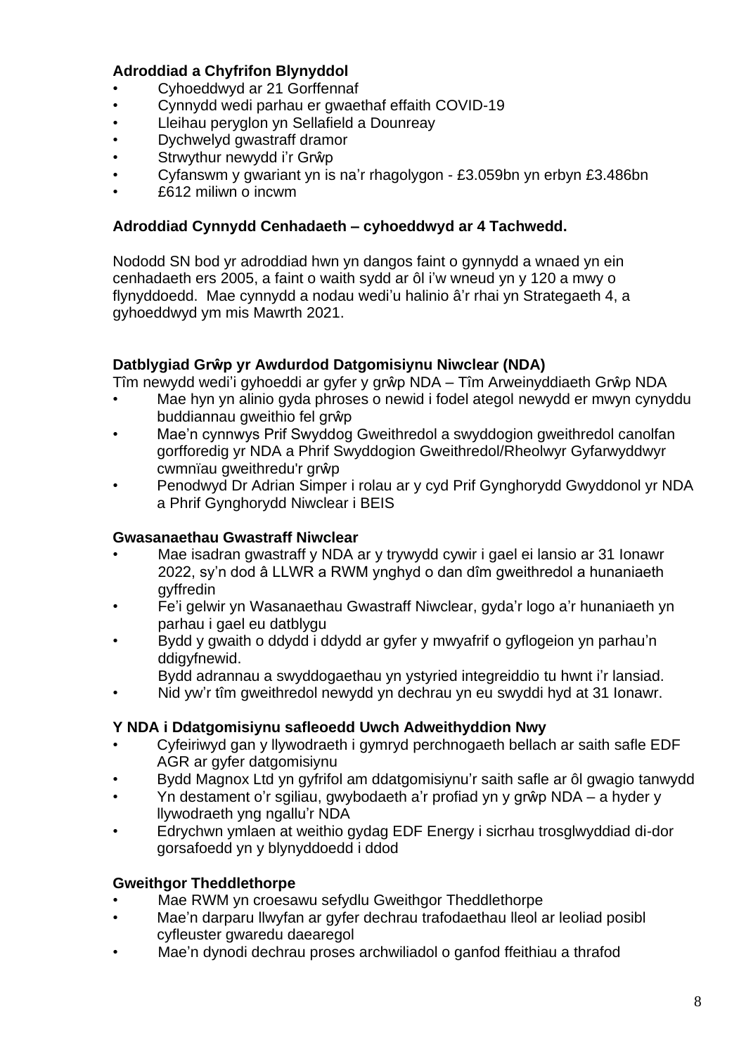**Adroddiad a Chyfrifon Blynyddol**

- Cyhoeddwyd ar 21 Gorffennaf
- Cynnydd wedi parhau er gwaethaf effaith COVID-19
- Lleihau peryglon yn Sellafield a Dounreay
- Dychwelyd gwastraff dramor
- Strwythur newydd i'r Grŵp
- Cyfanswm y gwariant yn is na'r rhagolygon - £3.059bn yn erbyn £3.486bn
- £612 miliwn o incwm

**Adroddiad Cynnydd Cenhadaeth – cyhoeddwyd ar 4 Tachwedd.**

Nododd SN bod yr adroddiad hwn yn dangos faint o gynnydd a wnaed yn ein cenhadaeth ers 2005, a faint o waith sydd ar ôl i'w wneud yn y 120 a mwy o flynyddoedd. Mae cynnydd a nodau wedi'u halinio â'r rhai yn Strategaeth 4, a gyhoeddwyd ym mis Mawrth 2021.

**Datblygiad Grŵp yr Awdurdod Datgomisiynu Niwclear (NDA)**

Tîm newydd wedi'i gyhoeddi ar gyfer y grŵp NDA – Tîm Arweinyddiaeth Grŵp NDA

- Mae hyn yn alinio gyda phroses o newid i fodel ategol newydd er mwyn cynyddu buddiannau gweithio fel grŵp
- Mae'n cynnwys Prif Swyddog Gweithredol a swyddogion gweithredol canolfan gorfforedig yr NDA a Phrif Swyddogion Gweithredol/Rheolwyr Gyfarwyddwyr cwmnïau gweithredu'r grŵp
- Penodwyd Dr Adrian Simper i rolau ar y cyd Prif Gynghorydd Gwyddonol yr NDA a Phrif Gynghorydd Niwclear i BEIS

**Gwasanaethau Gwastraff Niwclear**

- Mae isadran gwastraff y NDA ar y trywydd cywir i gael ei lansio ar 31 Ionawr 2022, sy'n dod â LLWR a RWM ynghyd o dan dîm gweithredol a hunaniaeth gyffredin
- Fe'i gelwir yn Wasanaethau Gwastraff Niwclear, gyda'r logo a'r hunaniaeth yn parhau i gael eu datblygu
- Bydd y gwaith o ddydd i ddydd ar gyfer y mwyafrif o gyflogeion yn parhau'n ddigyfnewid.
  Bydd adrannau a swyddogaethau yn ystyried integreiddio tu hwnt i'r lansiad.
- Nid yw'r tîm gweithredol newydd yn dechrau yn eu swyddi hyd at 31 Ionawr.

**Y NDA i Ddatgomisiynu safleoedd Uwch Adweithyddion Nwy**

- Cyfeiriwyd gan y llywodraeth i gymryd perchnogaeth bellach ar saith safle EDF AGR ar gyfer datgomisiynu
- Bydd Magnox Ltd yn gyfrifol am ddatgomisiynu'r saith safle ar ôl gwagio tanwydd
- Yn destament o'r sgiliau, gwybodaeth a'r profiad yn y grŵp NDA – a hyder y llywodraeth yng ngallu'r NDA
- Edrychwn ymlaen at weithio gydag EDF Energy i sicrhau trosglwyddiad di-dor gorsafoedd yn y blynyddoedd i ddod

**Gweithgor Theddlethorpe**

- Mae RWM yn croesawu sefydlu Gweithgor Theddlethorpe
- Mae'n darparu llwyfan ar gyfer dechrau trafodaethau lleol ar leoliad posibl cyfleuster gwaredu daearegol
- Mae'n dynodi dechrau proses archwiliadol o ganfod ffeithiau a thrafod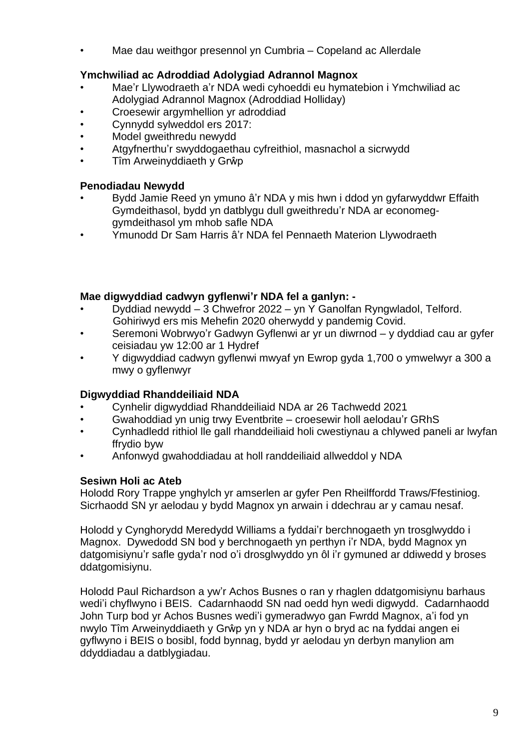- Mae dau weithgor presennol yn Cumbria – Copeland ac Allerdale

**Ymchwiliad ac Adroddiad Adolygiad Adrannol Magnox**

- Mae'r Llywodraeth a'r NDA wedi cyhoeddi eu hymatebion i Ymchwiliad ac Adolygiad Adrannol Magnox (Adroddiad Holliday)
- Croesewir argymhellion yr adroddiad
- Cynnydd sylweddol ers 2017:
- Model gweithredu newydd
- Atgyfnerthu'r swyddogaethau cyfreithiol, masnachol a sicrwydd
- Tîm Arweinyddiaeth y Grŵp

**Penodiadau Newydd**

- Bydd Jamie Reed yn ymuno â'r NDA y mis hwn i ddod yn gyfarwyddwr Effaith Gymdeithasol, bydd yn datblygu dull gweithredu'r NDA ar economeg-gymdeithasol ym mhob safle NDA
- Ymunodd Dr Sam Harris â'r NDA fel Pennaeth Materion Llywodraeth

**Mae digwyddiad cadwyn gyflenwi'r NDA fel a ganlyn: -**

- Dyddiad newydd – 3 Chwefror 2022 – yn Y Ganolfan Ryngwladol, Telford. Gohiriwyd ers mis Mehefin 2020 oherwydd y pandemig Covid.
- Seremoni Wobrwyo'r Gadwyn Gyflenwi ar yr un diwrnod – y dyddiad cau ar gyfer ceisiadau yw 12:00 ar 1 Hydref
- Y digwyddiad cadwyn gyflenwi mwyaf yn Ewrop gyda 1,700 o ymwelwyr a 300 a mwy o gyflenwyr

**Digwyddiad Rhanddeiliaid NDA**

- Cynhelir digwyddiad Rhanddeiliaid NDA ar 26 Tachwedd 2021
- Gwahoddiad yn unig trwy Eventbrite – croesewir holl aelodau'r GRhS
- Cynhadledd rithiol lle gall rhanddeiliaid holi cwestiynau a chlywed paneli ar lwyfan ffrydio byw
- Anfonwyd gwahoddiadau at holl randdeiliaid allweddol y NDA

**Sesiwn Holi ac Ateb**

Holodd Rory Trappe ynghylch yr amserlen ar gyfer Pen Rheilffordd Traws/Ffestiniog. Sicrhaodd SN yr aelodau y bydd Magnox yn arwain i ddechrau ar y camau nesaf.

Holodd y Cynghorydd Meredydd Williams a fyddai'r berchnogaeth yn trosglwyddo i Magnox. Dywedodd SN bod y berchnogaeth yn perthyn i'r NDA, bydd Magnox yn datgomisiynu'r safle gyda'r nod o'i drosglwyddo yn ôl i'r gymuned ar ddiwedd y broses ddatgomisiynu.

Holodd Paul Richardson a yw'r Achos Busnes o ran y rhaglen ddatgomisiynu barhaus wedi'i chyflwyno i BEIS. Cadarnhaodd SN nad oedd hyn wedi digwydd. Cadarnhaodd John Turp bod yr Achos Busnes wedi'i gymeradwyo gan Fwrdd Magnox, a'i fod yn nwylo Tîm Arweinyddiaeth y Grŵp yn y NDA ar hyn o bryd ac na fyddai angen ei gyflwyno i BEIS o bosibl, fodd bynnag, bydd yr aelodau yn derbyn manylion am ddyddiadau a datblygiadau.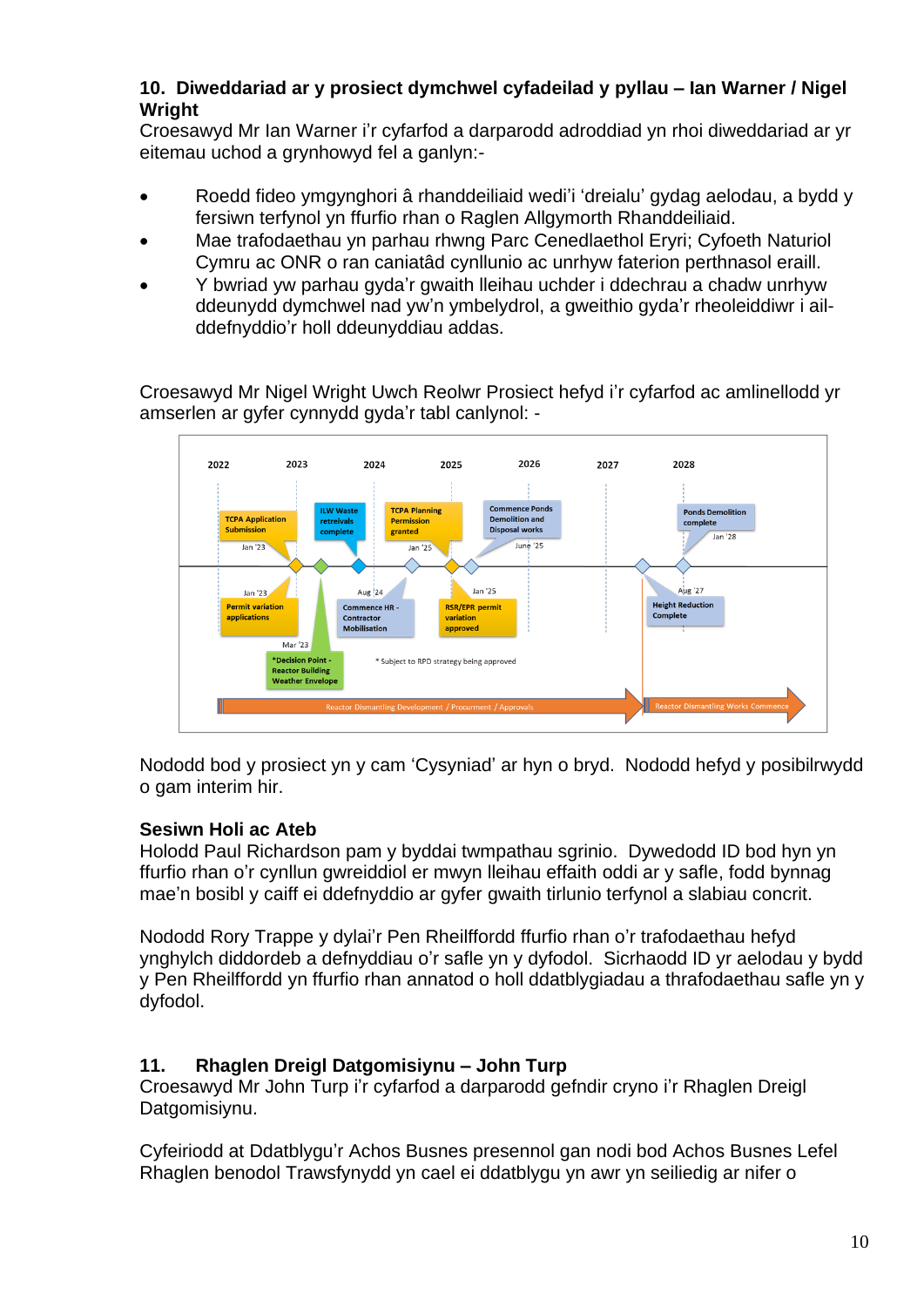## 10. Diweddariad ar y prosiect dymchwel cyfadeilad y pyllau – Ian Warner / Nigel Wright

Croesawyd Mr Ian Warner i'r cyfarfod a darparodd adroddiad yn rhoi diweddariad ar yr eitemau uchod a grynhowyd fel a ganlyn:-

- Roedd fideo ymgynghori â rhanddeiliaid wedi'i 'dreialu' gydag aelodau, a bydd y fersiwn terfynol yn ffurfio rhan o Raglen Allgymorth Rhanddeiliaid.
- Mae trafodaethau yn parhau rhwng Parc Cenedlaethol Eryri; Cyfoeth Naturiol Cymru ac ONR o ran caniatâd cynllunio ac unrhyw faterion perthnasol eraill.
- Y bwriad yw parhau gyda'r gwaith lleihau uchder i ddechrau a chadw unrhyw ddeunydd dymchwel nad yw'n ymbelydrol, a gweithio gyda'r rheoleiddiwr i ail-ddefnyddio'r holl ddeunyddiau addas.

Croesawyd Mr Nigel Wright Uwch Reolwr Prosiect hefyd i'r cyfarfod ac amlinellodd yr amserlen ar gyfer cynnydd gyda'r tabl canlynol: -

2022 | 2023 | 2024 | 2025 | 2026 | 2027 | 2028

- TCPA Application Submission – Jan '23
- Permit variation applications – Jan '23
- *Decision Point - Reactor Building Weather Envelope – Mar '23
- ILW Waste retreivals complete
- Commence HR - Contractor Mobilisation – Aug '24
- TCPA Planning Permission granted – Jan '25
- RSR/EPR permit variation approved – Jan '25
- Commence Ponds Demolition and Disposal works – June '25
- Height Reduction Complete – Aug '27
- Ponds Demolition complete – Jan '28

\* Subject to RPD strategy being approved

Reactor Dismantling Development / Procurment / Approvals → Reactor Dismantling Works Commence

Nododd bod y prosiect yn y cam 'Cysyniad' ar hyn o bryd. Nododd hefyd y posibilrwydd o gam interim hir.

### Sesiwn Holi ac Ateb

Holodd Paul Richardson pam y byddai twmpathau sgrinio. Dywedodd ID bod hyn yn ffurfio rhan o'r cynllun gwreiddiol er mwyn lleihau effaith oddi ar y safle, fodd bynnag mae'n bosibl y caiff ei ddefnyddio ar gyfer gwaith tirlunio terfynol a slabiau concrit.

Nododd Rory Trappe y dylai'r Pen Rheilffordd ffurfio rhan o'r trafodaethau hefyd ynghylch diddordeb a defnyddiau o'r safle yn y dyfodol. Sicrhaodd ID yr aelodau y bydd y Pen Rheilffordd yn ffurfio rhan annatod o holl ddatblygiadau a thrafodaethau safle yn y dyfodol.

## 11. Rhaglen Dreigl Datgomisiynu – John Turp

Croesawyd Mr John Turp i'r cyfarfod a darparodd gefndir cryno i'r Rhaglen Dreigl Datgomisiynu.

Cyfeiriodd at Ddatblygu'r Achos Busnes presennol gan nodi bod Achos Busnes Lefel Rhaglen benodol Trawsfynydd yn cael ei ddatblygu yn awr yn seiliedig ar nifer o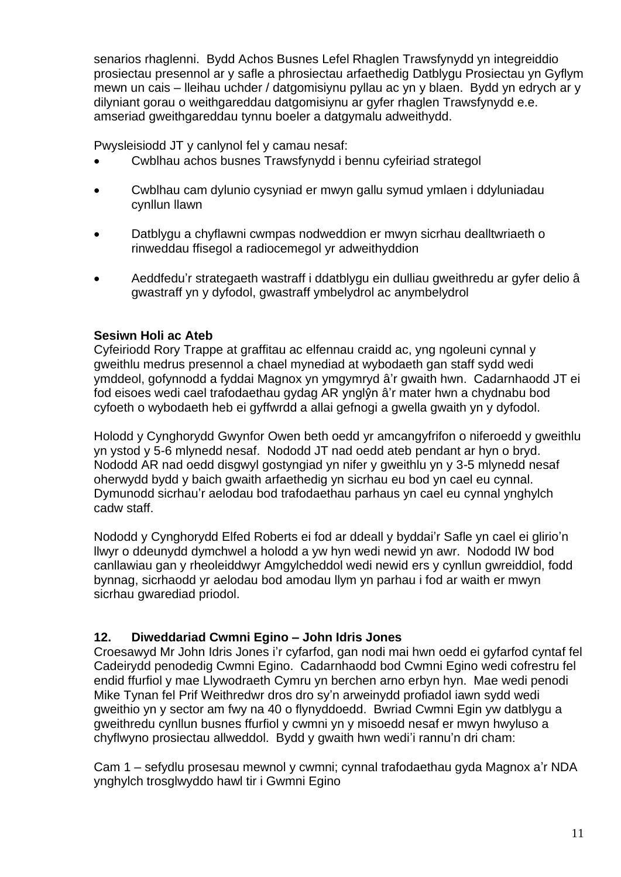senarios rhaglenni. Bydd Achos Busnes Lefel Rhaglen Trawsfynydd yn integreiddio prosiectau presennol ar y safle a phrosiectau arfaethedig Datblygu Prosiectau yn Gyflym mewn un cais – lleihau uchder / datgomisiynu pyllau ac yn y blaen. Bydd yn edrych ar y dilyniant gorau o weithgareddau datgomisiynu ar gyfer rhaglen Trawsfynydd e.e. amseriad gweithgareddau tynnu boeler a datgymalu adweithydd.

Pwysleisiodd JT y canlynol fel y camau nesaf:

- Cwblhau achos busnes Trawsfynydd i bennu cyfeiriad strategol
- Cwblhau cam dylunio cysyniad er mwyn gallu symud ymlaen i ddyluniadau cynllun llawn
- Datblygu a chyflawni cwmpas nodweddion er mwyn sicrhau dealltwriaeth o rinweddau ffisegol a radiocemegol yr adweithyddion
- Aeddfedu'r strategaeth wastraff i ddatblygu ein dulliau gweithredu ar gyfer delio â gwastraff yn y dyfodol, gwastraff ymbelydrol ac anymbelydrol

**Sesiwn Holi ac Ateb**
Cyfeiriodd Rory Trappe at graffitau ac elfennau craidd ac, yng ngoleuni cynnal y gweithlu medrus presennol a chael mynediad at wybodaeth gan staff sydd wedi ymddeol, gofynnodd a fyddai Magnox yn ymgymryd â'r gwaith hwn. Cadarnhaodd JT ei fod eisoes wedi cael trafodaethau gydag AR ynglŷn â'r mater hwn a chydnabu bod cyfoeth o wybodaeth heb ei gyffwrdd a allai gefnogi a gwella gwaith yn y dyfodol.

Holodd y Cynghorydd Gwynfor Owen beth oedd yr amcangyfrifon o niferoedd y gweithlu yn ystod y 5-6 mlynedd nesaf. Nododd JT nad oedd ateb pendant ar hyn o bryd. Nododd AR nad oedd disgwyl gostyngiad yn nifer y gweithlu yn y 3-5 mlynedd nesaf oherwydd bydd y baich gwaith arfaethedig yn sicrhau eu bod yn cael eu cynnal. Dymunodd sicrhau'r aelodau bod trafodaethau parhaus yn cael eu cynnal ynghylch cadw staff.

Nododd y Cynghorydd Elfed Roberts ei fod ar ddeall y byddai'r Safle yn cael ei glirio'n llwyr o ddeunydd dymchwel a holodd a yw hyn wedi newid yn awr. Nododd IW bod canllawiau gan y rheoleiddwyr Amgylcheddol wedi newid ers y cynllun gwreiddiol, fodd bynnag, sicrhaodd yr aelodau bod amodau llym yn parhau i fod ar waith er mwyn sicrhau gwarediad priodol.

**12. Diweddariad Cwmni Egino – John Idris Jones**
Croesawyd Mr John Idris Jones i'r cyfarfod, gan nodi mai hwn oedd ei gyfarfod cyntaf fel Cadeirydd penodedig Cwmni Egino. Cadarnhaodd bod Cwmni Egino wedi cofrestru fel endid ffurfiol y mae Llywodraeth Cymru yn berchen arno erbyn hyn. Mae wedi penodi Mike Tynan fel Prif Weithredwr dros dro sy'n arweinydd profiadol iawn sydd wedi gweithio yn y sector am fwy na 40 o flynyddoedd. Bwriad Cwmni Egin yw datblygu a gweithredu cynllun busnes ffurfiol y cwmni yn y misoedd nesaf er mwyn hwyluso a chyflwyno prosiectau allweddol. Bydd y gwaith hwn wedi'i rannu'n dri cham:

Cam 1 – sefydlu prosesau mewnol y cwmni; cynnal trafodaethau gyda Magnox a'r NDA ynghylch trosglwyddo hawl tir i Gwmni Egino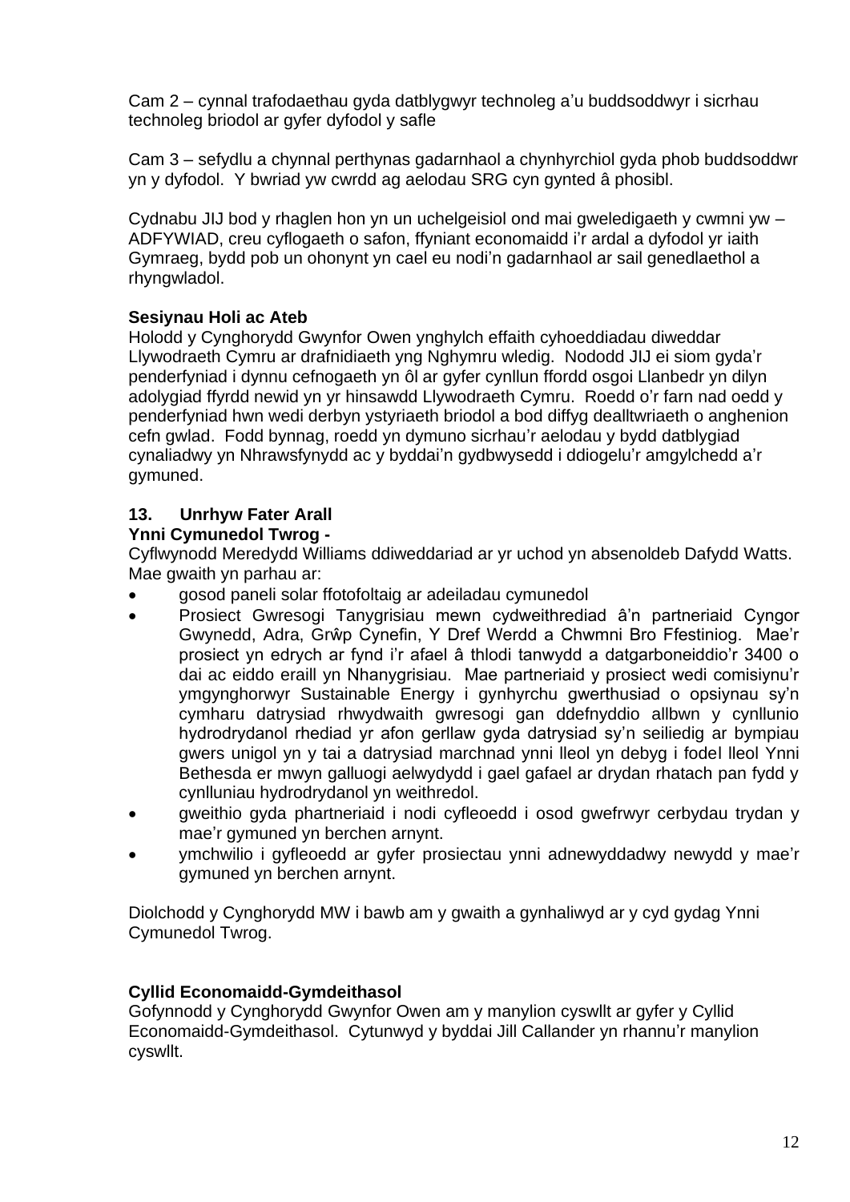Cam 2 – cynnal trafodaethau gyda datblygwyr technoleg a'u buddsoddwyr i sicrhau technoleg briodol ar gyfer dyfodol y safle

Cam 3 – sefydlu a chynnal perthynas gadarnhaol a chynhyrchiol gyda phob buddsoddwr yn y dyfodol. Y bwriad yw cwrdd ag aelodau SRG cyn gynted â phosibl.

Cydnabu JIJ bod y rhaglen hon yn un uchelgeisiol ond mai gweledigaeth y cwmni yw – ADFYWIAD, creu cyflogaeth o safon, ffyniant economaidd i'r ardal a dyfodol yr iaith Gymraeg, bydd pob un ohonynt yn cael eu nodi'n gadarnhaol ar sail genedlaethol a rhyngwladol.

**Sesiynau Holi ac Ateb**

Holodd y Cynghorydd Gwynfor Owen ynghylch effaith cyhoeddiadau diweddar Llywodraeth Cymru ar drafnidiaeth yng Nghymru wledig. Nododd JIJ ei siom gyda'r penderfyniad i dynnu cefnogaeth yn ôl ar gyfer cynllun ffordd osgoi Llanbedr yn dilyn adolygiad ffyrdd newid yn yr hinsawdd Llywodraeth Cymru. Roedd o'r farn nad oedd y penderfyniad hwn wedi derbyn ystyriaeth briodol a bod diffyg dealltwriaeth o anghenion cefn gwlad. Fodd bynnag, roedd yn dymuno sicrhau'r aelodau y bydd datblygiad cynaliadwy yn Nhrawsfynydd ac y byddai'n gydbwysedd i ddiogelu'r amgylchedd a'r gymuned.

## 13. Unrhyw Fater Arall

**Ynni Cymunedol Twrog -**

Cyflwynodd Meredydd Williams ddiweddariad ar yr uchod yn absenoldeb Dafydd Watts. Mae gwaith yn parhau ar:

- gosod paneli solar ffotofoltaig ar adeiladau cymunedol
- Prosiect Gwresogi Tanygrisiau mewn cydweithrediad â'n partneriaid Cyngor Gwynedd, Adra, Grŵp Cynefin, Y Dref Werdd a Chwmni Bro Ffestiniog. Mae'r prosiect yn edrych ar fynd i'r afael â thlodi tanwydd a datgarboneiddio'r 3400 o dai ac eiddo eraill yn Nhanygrisiau. Mae partneriaid y prosiect wedi comisiynu'r ymgynghorwyr Sustainable Energy i gynhyrchu gwerthusiad o opsiynau sy'n cymharu datrysiad rhwydwaith gwresogi gan ddefnyddio allbwn y cynllunio hydrodrydanol rhediad yr afon gerllaw gyda datrysiad sy'n seiliedig ar bympiau gwers unigol yn y tai a datrysiad marchnad ynni lleol yn debyg i fodel lleol Ynni Bethesda er mwyn galluogi aelwydydd i gael gafael ar drydan rhatach pan fydd y cynlluniau hydrodrydanol yn weithredol.
- gweithio gyda phartneriaid i nodi cyfleoedd i osod gwefrwyr cerbydau trydan y mae'r gymuned yn berchen arnynt.
- ymchwilio i gyfleoedd ar gyfer prosiectau ynni adnewyddadwy newydd y mae'r gymuned yn berchen arnynt.

Diolchodd y Cynghorydd MW i bawb am y gwaith a gynhaliwyd ar y cyd gydag Ynni Cymunedol Twrog.

**Cyllid Economaidd-Gymdeithasol**

Gofynnodd y Cynghorydd Gwynfor Owen am y manylion cyswllt ar gyfer y Cyllid Economaidd-Gymdeithasol. Cytunwyd y byddai Jill Callander yn rhannu'r manylion cyswllt.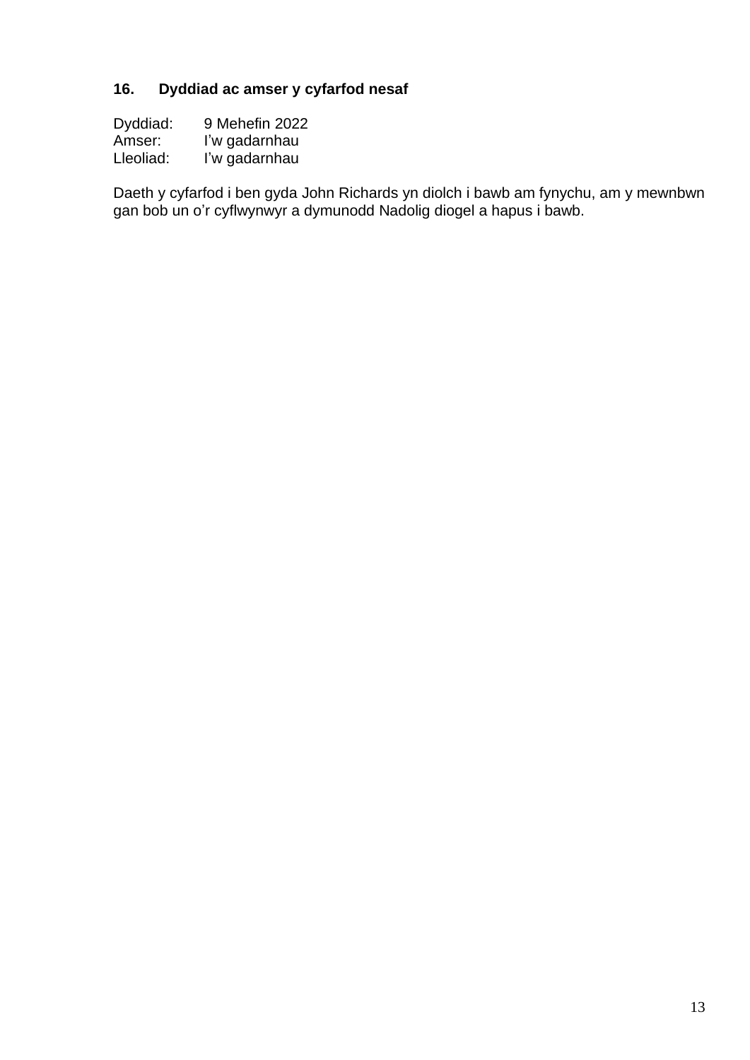## 16. Dyddiad ac amser y cyfarfod nesaf

Dyddiad: 9 Mehefin 2022
Amser: I'w gadarnhau
Lleoliad: I'w gadarnhau

Daeth y cyfarfod i ben gyda John Richards yn diolch i bawb am fynychu, am y mewnbwn gan bob un o'r cyflwynwyr a dymunodd Nadolig diogel a hapus i bawb.